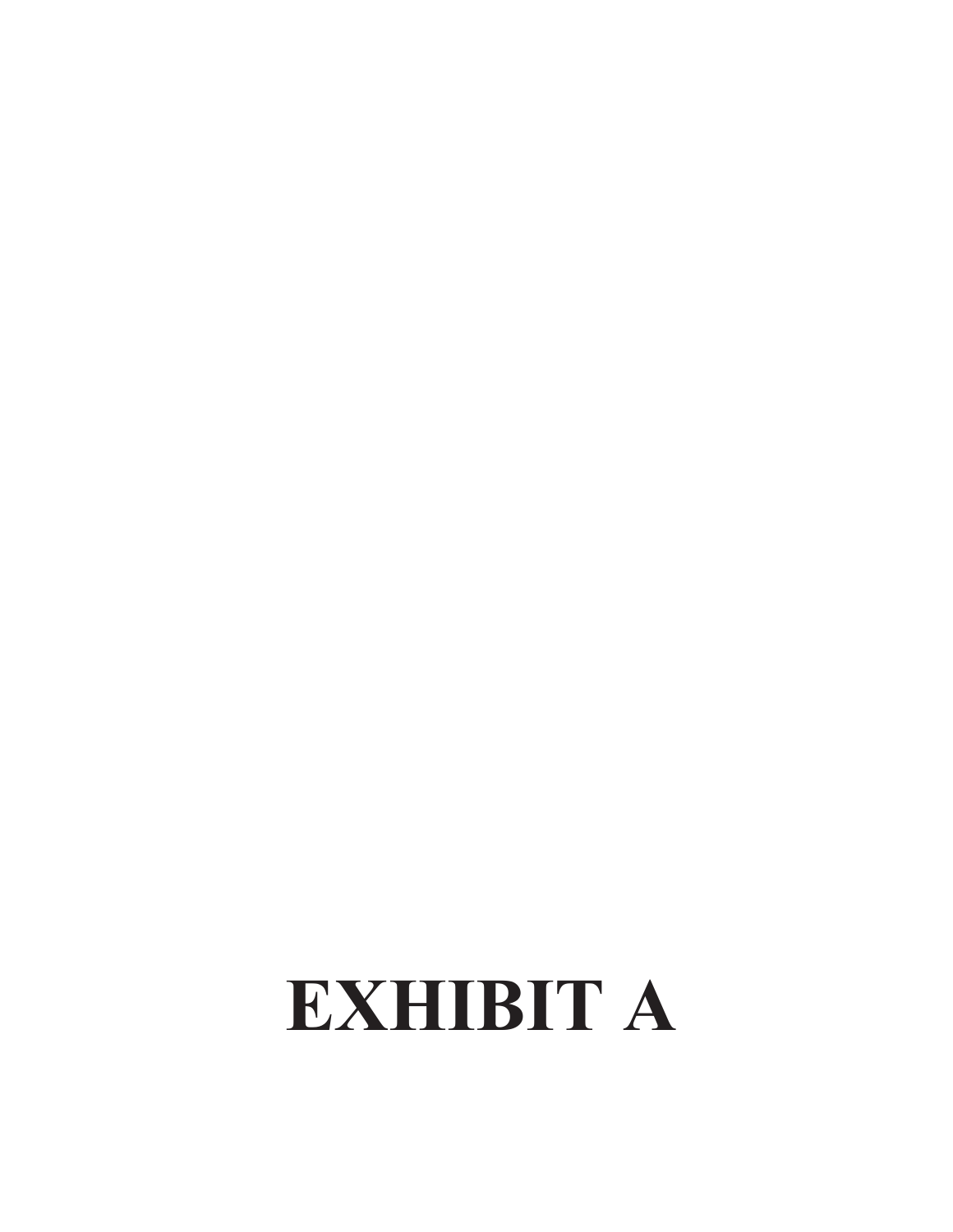# EXHIBIT A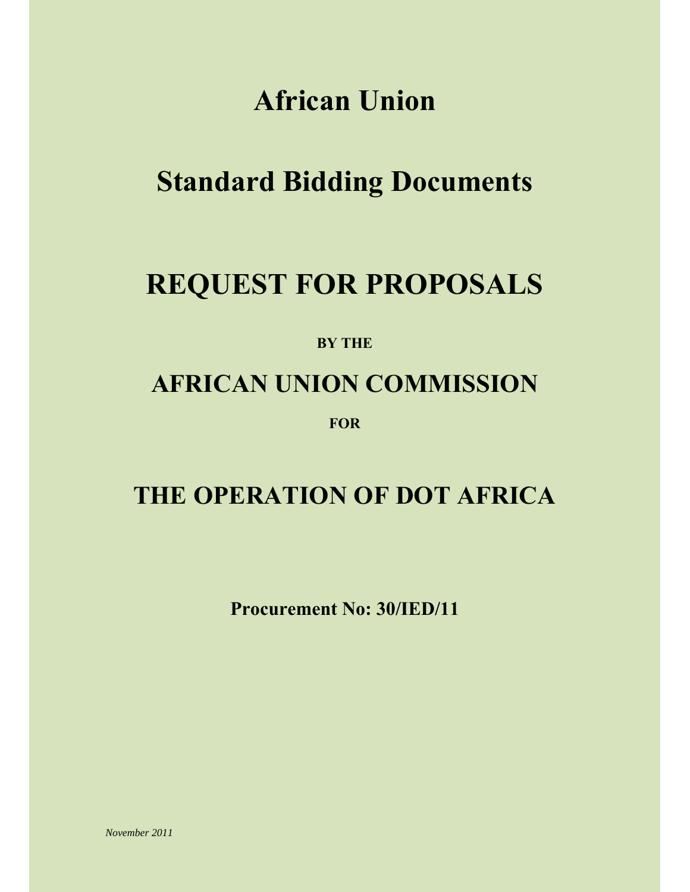# African Union

# Standard Bidding Documents

# REQUEST FOR PROPOSALS

**BY THE**

## AFRICAN UNION COMMISSION

**FOR**

## THE OPERATION OF DOT AFRICA

**Procurement No: 30/IED/11**

*November 2011*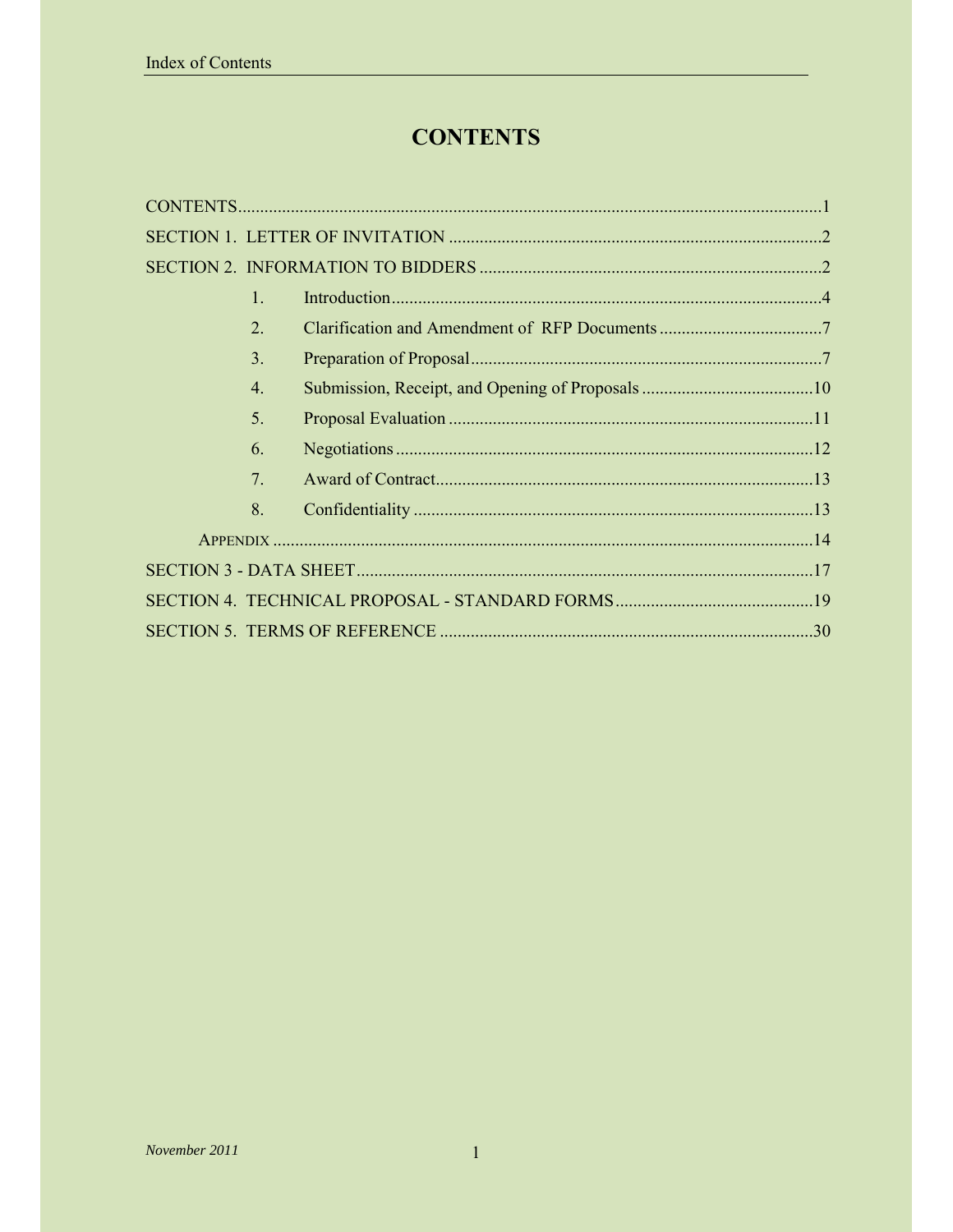# CONTENTS

CONTENTS ....................................................................................................................1

SECTION 1. LETTER OF INVITATION ....................................................................................2

SECTION 2. INFORMATION TO BIDDERS ...............................................................................2

1. Introduction ....................................................................................................4
2. Clarification and Amendment of RFP Documents ....................................................7
3. Preparation of Proposal .....................................................................................7
4. Submission, Receipt, and Opening of Proposals .....................................................10
5. Proposal Evaluation .........................................................................................11
6. Negotiations ...................................................................................................12
7. Award of Contract ............................................................................................13
8. Confidentiality ................................................................................................13

APPENDIX ....................................................................................................................14

SECTION 3 - DATA SHEET ..................................................................................................17

SECTION 4. TECHNICAL PROPOSAL - STANDARD FORMS ....................................................19

SECTION 5. TERMS OF REFERENCE ....................................................................................30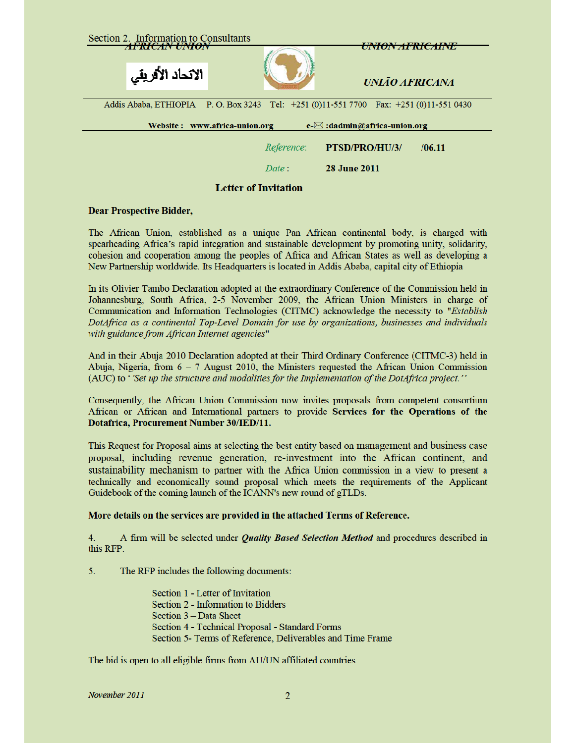AFRICAN UNION

UNION AFRICAINE

الاتحاد الأفريقي

UNIÃO AFRICANA

Addis Ababa, ETHIOPIA P. O. Box 3243 Tel: +251 (0)11-551 7700 Fax: +251 (0)11-551 0430

**Website : www.africa-union.org e-✉ :dadmin@africa-union.org**

*Reference:* **PTSD/PRO/HU/3/ /06.11**

*Date* : **28 June 2011**

## Letter of Invitation

**Dear Prospective Bidder,**

The African Union, established as a unique Pan African continental body, is charged with spearheading Africa's rapid integration and sustainable development by promoting unity, solidarity, cohesion and cooperation among the peoples of Africa and African States as well as developing a New Partnership worldwide. Its Headquarters is located in Addis Ababa, capital city of Ethiopia

In its Olivier Tambo Declaration adopted at the extraordinary Conference of the Commission held in Johannesburg, South Africa, 2-5 November 2009, the African Union Ministers in charge of Communication and Information Technologies (CITMC) acknowledge the necessity to "*Establish DotAfrica as a continental Top-Level Domain for use by organizations, businesses and individuals with guidance from African Internet agencies*"

And in their Abuja 2010 Declaration adopted at their Third Ordinary Conference (CITMC-3) held in Abuja, Nigeria, from 6 – 7 August 2010, the Ministers requested the African Union Commission (AUC) to '*'Set up the structure and modalities for the Implementation of the DotAfrica project.''*

Consequently, the African Union Commission now invites proposals from competent consortium African or African and International partners to provide **Services for the Operations of the Dotafrica, Procurement Number 30/IED/11.**

This Request for Proposal aims at selecting the best entity based on management and business case proposal, including revenue generation, re-investment into the African continent, and sustainability mechanism to partner with the Africa Union commission in a view to present a technically and economically sound proposal which meets the requirements of the Applicant Guidebook of the coming launch of the ICANN's new round of gTLDs.

**More details on the services are provided in the attached Terms of Reference.**

4. A firm will be selected under ***Quality Based Selection Method*** and procedures described in this RFP.

5. The RFP includes the following documents:

Section 1 - Letter of Invitation
Section 2 - Information to Bidders
Section 3 – Data Sheet
Section 4 - Technical Proposal - Standard Forms
Section 5- Terms of Reference, Deliverables and Time Frame

The bid is open to all eligible firms from AU/UN affiliated countries.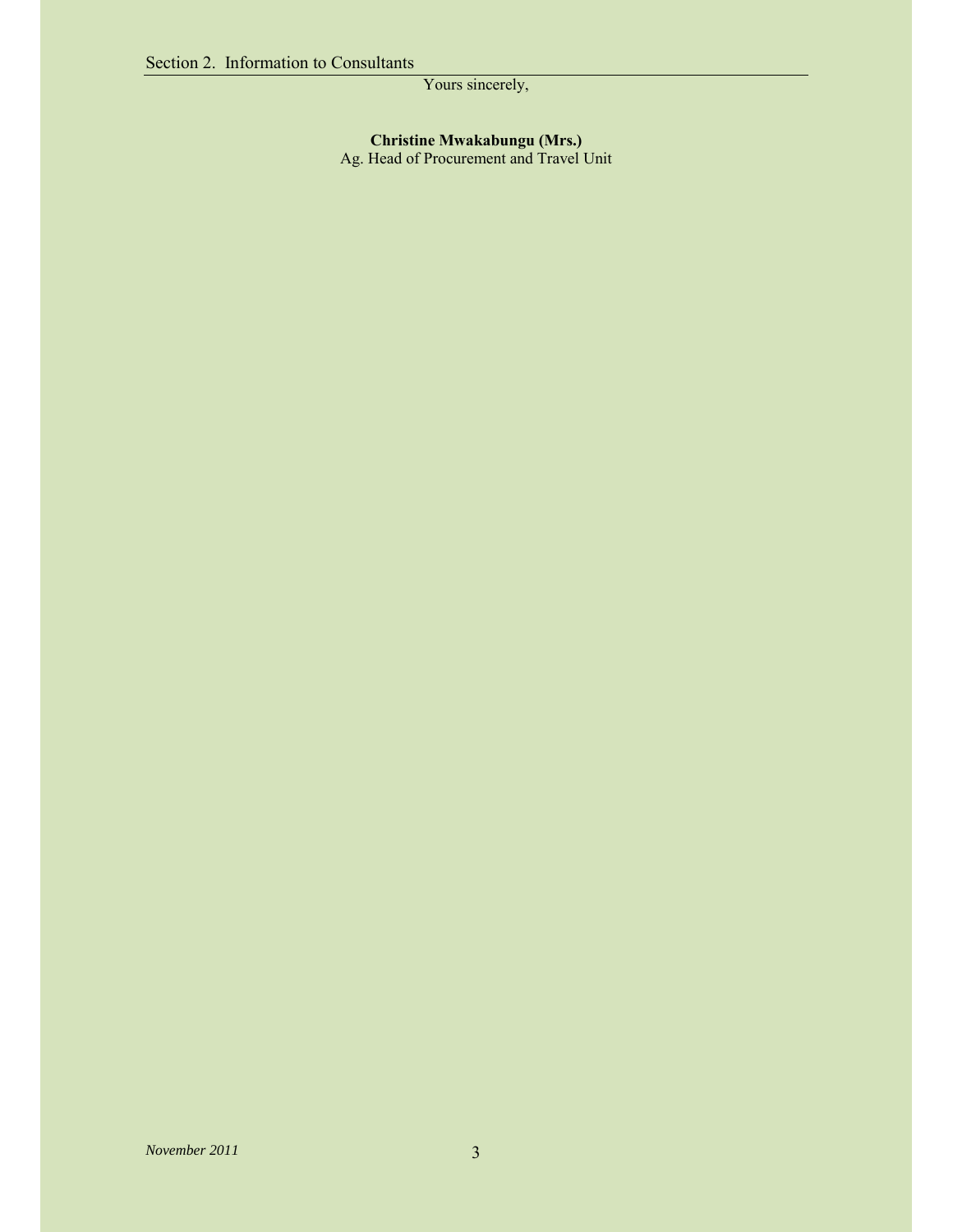Yours sincerely,

**Christine Mwakabungu (Mrs.)**
Ag. Head of Procurement and Travel Unit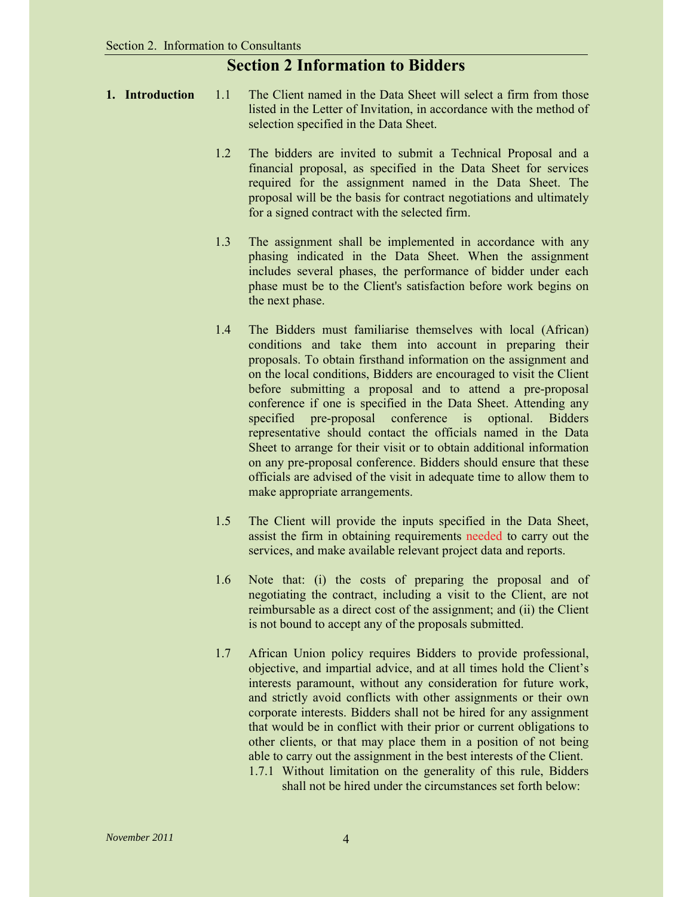# Section 2 Information to Bidders

**1. Introduction**

1.1 The Client named in the Data Sheet will select a firm from those listed in the Letter of Invitation, in accordance with the method of selection specified in the Data Sheet.

1.2 The bidders are invited to submit a Technical Proposal and a financial proposal, as specified in the Data Sheet for services required for the assignment named in the Data Sheet. The proposal will be the basis for contract negotiations and ultimately for a signed contract with the selected firm.

1.3 The assignment shall be implemented in accordance with any phasing indicated in the Data Sheet. When the assignment includes several phases, the performance of bidder under each phase must be to the Client's satisfaction before work begins on the next phase.

1.4 The Bidders must familiarise themselves with local (African) conditions and take them into account in preparing their proposals. To obtain firsthand information on the assignment and on the local conditions, Bidders are encouraged to visit the Client before submitting a proposal and to attend a pre-proposal conference if one is specified in the Data Sheet. Attending any specified pre-proposal conference is optional. Bidders representative should contact the officials named in the Data Sheet to arrange for their visit or to obtain additional information on any pre-proposal conference. Bidders should ensure that these officials are advised of the visit in adequate time to allow them to make appropriate arrangements.

1.5 The Client will provide the inputs specified in the Data Sheet, assist the firm in obtaining requirements needed to carry out the services, and make available relevant project data and reports.

1.6 Note that: (i) the costs of preparing the proposal and of negotiating the contract, including a visit to the Client, are not reimbursable as a direct cost of the assignment; and (ii) the Client is not bound to accept any of the proposals submitted.

1.7 African Union policy requires Bidders to provide professional, objective, and impartial advice, and at all times hold the Client's interests paramount, without any consideration for future work, and strictly avoid conflicts with other assignments or their own corporate interests. Bidders shall not be hired for any assignment that would be in conflict with their prior or current obligations to other clients, or that may place them in a position of not being able to carry out the assignment in the best interests of the Client.

1.7.1 Without limitation on the generality of this rule, Bidders shall not be hired under the circumstances set forth below: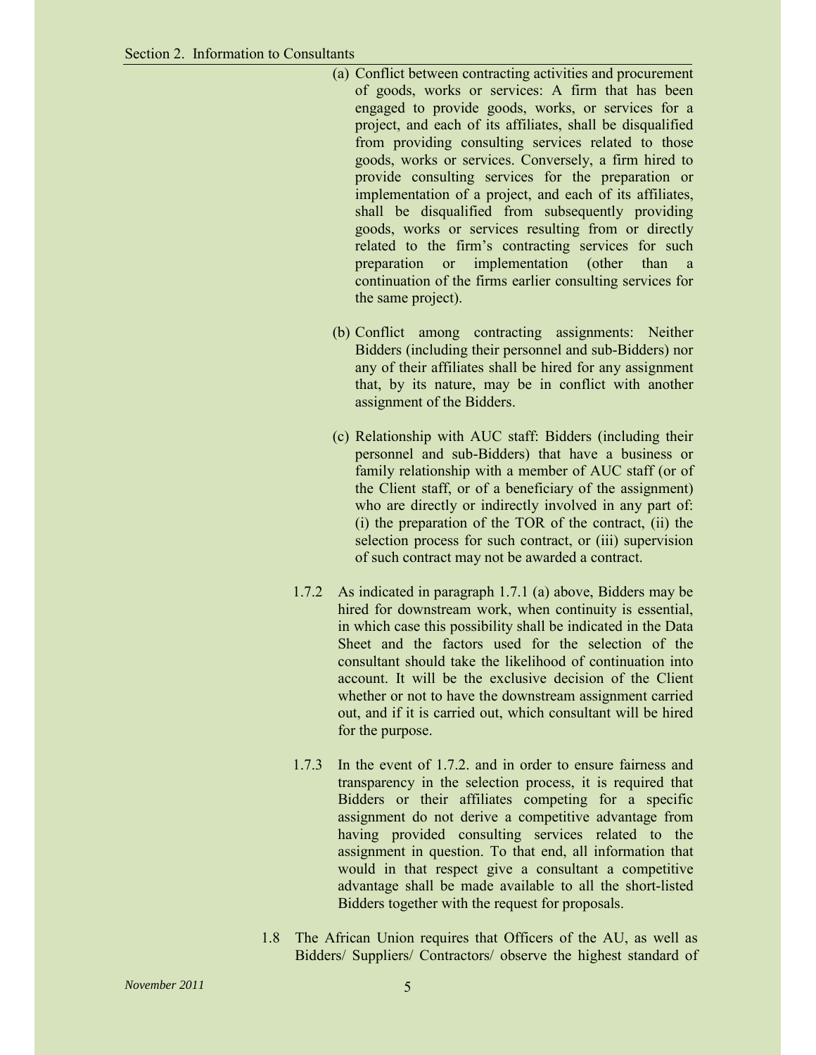(a) Conflict between contracting activities and procurement of goods, works or services: A firm that has been engaged to provide goods, works, or services for a project, and each of its affiliates, shall be disqualified from providing consulting services related to those goods, works or services. Conversely, a firm hired to provide consulting services for the preparation or implementation of a project, and each of its affiliates, shall be disqualified from subsequently providing goods, works or services resulting from or directly related to the firm's contracting services for such preparation or implementation (other than a continuation of the firms earlier consulting services for the same project).

(b) Conflict among contracting assignments: Neither Bidders (including their personnel and sub-Bidders) nor any of their affiliates shall be hired for any assignment that, by its nature, may be in conflict with another assignment of the Bidders.

(c) Relationship with AUC staff: Bidders (including their personnel and sub-Bidders) that have a business or family relationship with a member of AUC staff (or of the Client staff, or of a beneficiary of the assignment) who are directly or indirectly involved in any part of: (i) the preparation of the TOR of the contract, (ii) the selection process for such contract, or (iii) supervision of such contract may not be awarded a contract.

1.7.2 As indicated in paragraph 1.7.1 (a) above, Bidders may be hired for downstream work, when continuity is essential, in which case this possibility shall be indicated in the Data Sheet and the factors used for the selection of the consultant should take the likelihood of continuation into account. It will be the exclusive decision of the Client whether or not to have the downstream assignment carried out, and if it is carried out, which consultant will be hired for the purpose.

1.7.3 In the event of 1.7.2. and in order to ensure fairness and transparency in the selection process, it is required that Bidders or their affiliates competing for a specific assignment do not derive a competitive advantage from having provided consulting services related to the assignment in question. To that end, all information that would in that respect give a consultant a competitive advantage shall be made available to all the short-listed Bidders together with the request for proposals.

1.8 The African Union requires that Officers of the AU, as well as Bidders/ Suppliers/ Contractors/ observe the highest standard of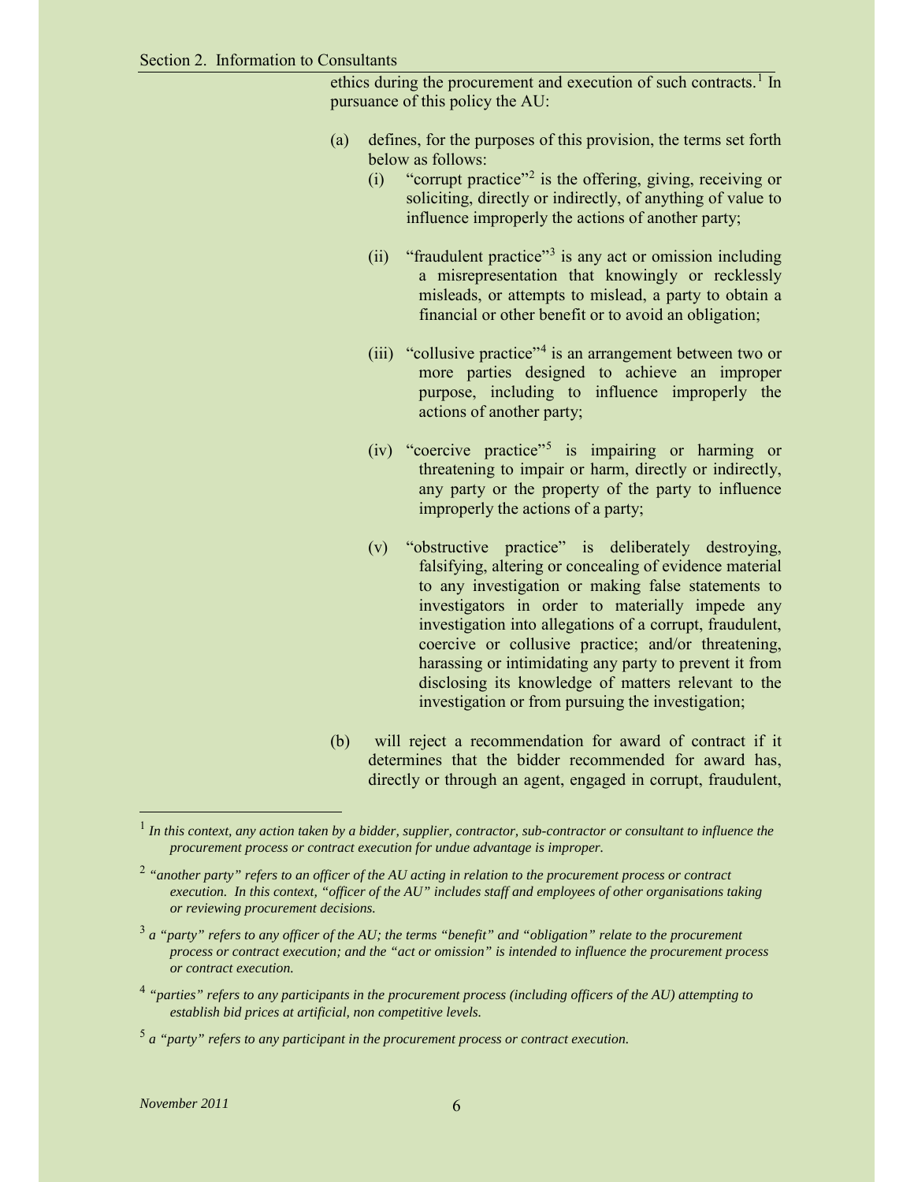ethics during the procurement and execution of such contracts.[1] In pursuance of this policy the AU:

(a) defines, for the purposes of this provision, the terms set forth below as follows:

   (i) "corrupt practice"[2] is the offering, giving, receiving or soliciting, directly or indirectly, of anything of value to influence improperly the actions of another party;

   (ii) "fraudulent practice"[3] is any act or omission including a misrepresentation that knowingly or recklessly misleads, or attempts to mislead, a party to obtain a financial or other benefit or to avoid an obligation;

   (iii) "collusive practice"[4] is an arrangement between two or more parties designed to achieve an improper purpose, including to influence improperly the actions of another party;

   (iv) "coercive practice"[5] is impairing or harming or threatening to impair or harm, directly or indirectly, any party or the property of the party to influence improperly the actions of a party;

   (v) "obstructive practice" is deliberately destroying, falsifying, altering or concealing of evidence material to any investigation or making false statements to investigators in order to materially impede any investigation into allegations of a corrupt, fraudulent, coercive or collusive practice; and/or threatening, harassing or intimidating any party to prevent it from disclosing its knowledge of matters relevant to the investigation or from pursuing the investigation;

(b) will reject a recommendation for award of contract if it determines that the bidder recommended for award has, directly or through an agent, engaged in corrupt, fraudulent,

---

[1] *In this context, any action taken by a bidder, supplier, contractor, sub-contractor or consultant to influence the procurement process or contract execution for undue advantage is improper.*

[2] *"another party" refers to an officer of the AU acting in relation to the procurement process or contract execution. In this context, "officer of the AU" includes staff and employees of other organisations taking or reviewing procurement decisions.*

[3] *a "party" refers to any officer of the AU; the terms "benefit" and "obligation" relate to the procurement process or contract execution; and the "act or omission" is intended to influence the procurement process or contract execution.*

[4] *"parties" refers to any participants in the procurement process (including officers of the AU) attempting to establish bid prices at artificial, non competitive levels.*

[5] *a "party" refers to any participant in the procurement process or contract execution.*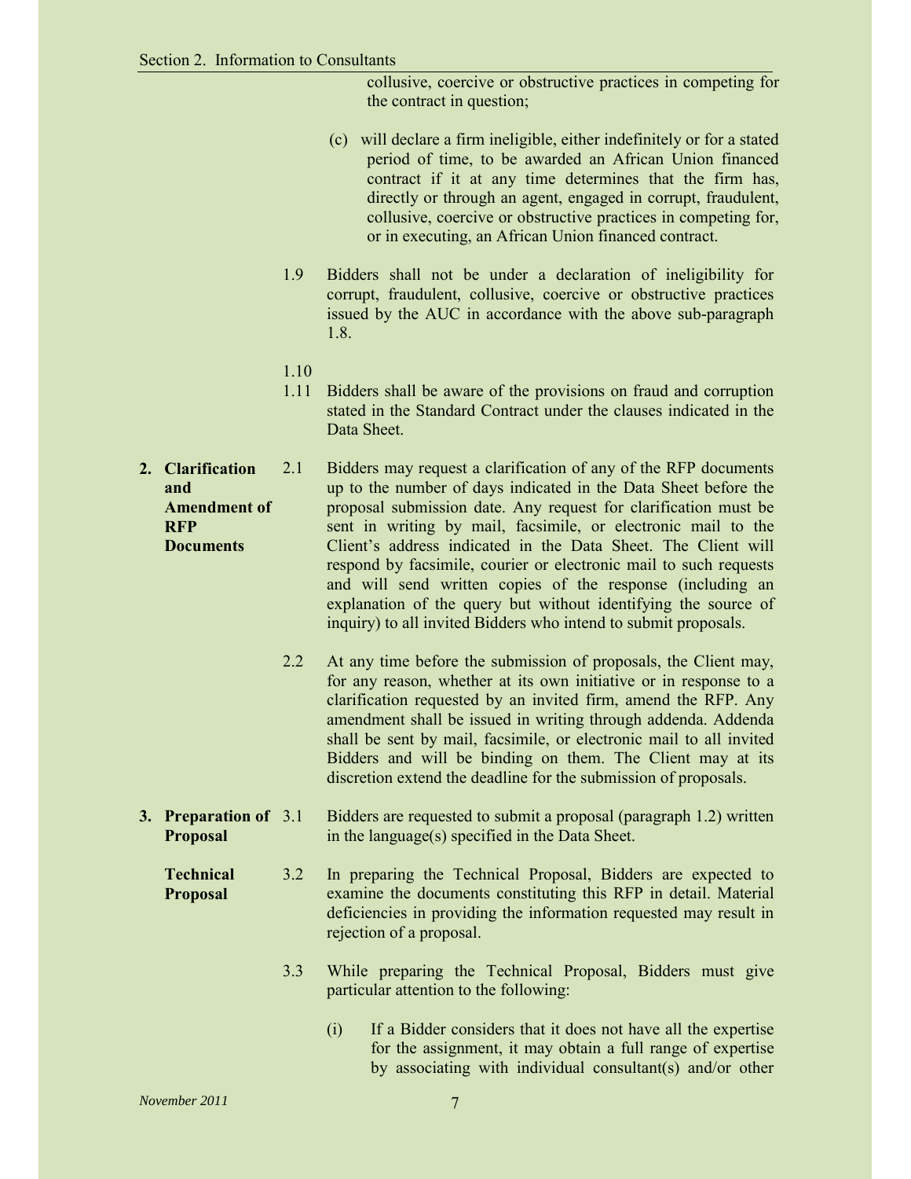collusive, coercive or obstructive practices in competing for the contract in question;

(c) will declare a firm ineligible, either indefinitely or for a stated period of time, to be awarded an African Union financed contract if it at any time determines that the firm has, directly or through an agent, engaged in corrupt, fraudulent, collusive, coercive or obstructive practices in competing for, or in executing, an African Union financed contract.

1.9 Bidders shall not be under a declaration of ineligibility for corrupt, fraudulent, collusive, coercive or obstructive practices issued by the AUC in accordance with the above sub-paragraph 1.8.

1.10

1.11 Bidders shall be aware of the provisions on fraud and corruption stated in the Standard Contract under the clauses indicated in the Data Sheet.

## 2. Clarification and Amendment of RFP Documents

2.1 Bidders may request a clarification of any of the RFP documents up to the number of days indicated in the Data Sheet before the proposal submission date. Any request for clarification must be sent in writing by mail, facsimile, or electronic mail to the Client's address indicated in the Data Sheet. The Client will respond by facsimile, courier or electronic mail to such requests and will send written copies of the response (including an explanation of the query but without identifying the source of inquiry) to all invited Bidders who intend to submit proposals.

2.2 At any time before the submission of proposals, the Client may, for any reason, whether at its own initiative or in response to a clarification requested by an invited firm, amend the RFP. Any amendment shall be issued in writing through addenda. Addenda shall be sent by mail, facsimile, or electronic mail to all invited Bidders and will be binding on them. The Client may at its discretion extend the deadline for the submission of proposals.

## 3. Preparation of Proposal

3.1 Bidders are requested to submit a proposal (paragraph 1.2) written in the language(s) specified in the Data Sheet.

**Technical Proposal**

3.2 In preparing the Technical Proposal, Bidders are expected to examine the documents constituting this RFP in detail. Material deficiencies in providing the information requested may result in rejection of a proposal.

3.3 While preparing the Technical Proposal, Bidders must give particular attention to the following:

(i) If a Bidder considers that it does not have all the expertise for the assignment, it may obtain a full range of expertise by associating with individual consultant(s) and/or other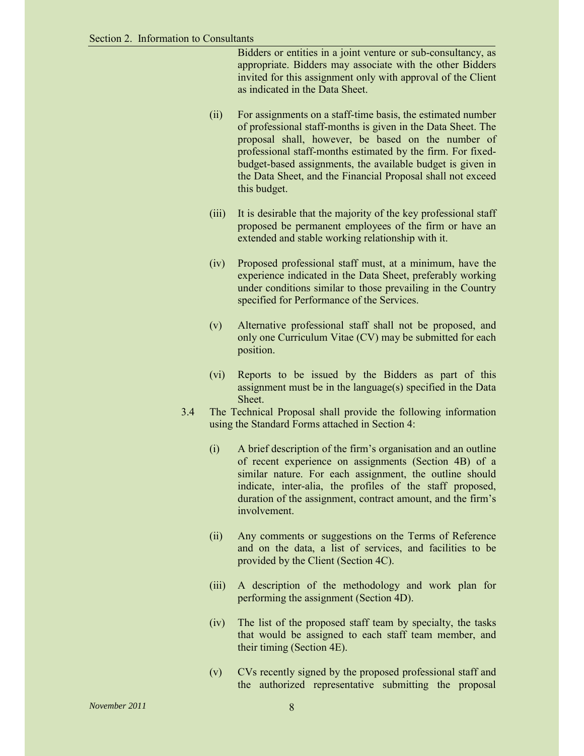Bidders or entities in a joint venture or sub-consultancy, as appropriate. Bidders may associate with the other Bidders invited for this assignment only with approval of the Client as indicated in the Data Sheet.

(ii) For assignments on a staff-time basis, the estimated number of professional staff-months is given in the Data Sheet. The proposal shall, however, be based on the number of professional staff-months estimated by the firm. For fixed-budget-based assignments, the available budget is given in the Data Sheet, and the Financial Proposal shall not exceed this budget.

(iii) It is desirable that the majority of the key professional staff proposed be permanent employees of the firm or have an extended and stable working relationship with it.

(iv) Proposed professional staff must, at a minimum, have the experience indicated in the Data Sheet, preferably working under conditions similar to those prevailing in the Country specified for Performance of the Services.

(v) Alternative professional staff shall not be proposed, and only one Curriculum Vitae (CV) may be submitted for each position.

(vi) Reports to be issued by the Bidders as part of this assignment must be in the language(s) specified in the Data Sheet.

3.4 The Technical Proposal shall provide the following information using the Standard Forms attached in Section 4:

(i) A brief description of the firm's organisation and an outline of recent experience on assignments (Section 4B) of a similar nature. For each assignment, the outline should indicate, inter-alia, the profiles of the staff proposed, duration of the assignment, contract amount, and the firm's involvement.

(ii) Any comments or suggestions on the Terms of Reference and on the data, a list of services, and facilities to be provided by the Client (Section 4C).

(iii) A description of the methodology and work plan for performing the assignment (Section 4D).

(iv) The list of the proposed staff team by specialty, the tasks that would be assigned to each staff team member, and their timing (Section 4E).

(v) CVs recently signed by the proposed professional staff and the authorized representative submitting the proposal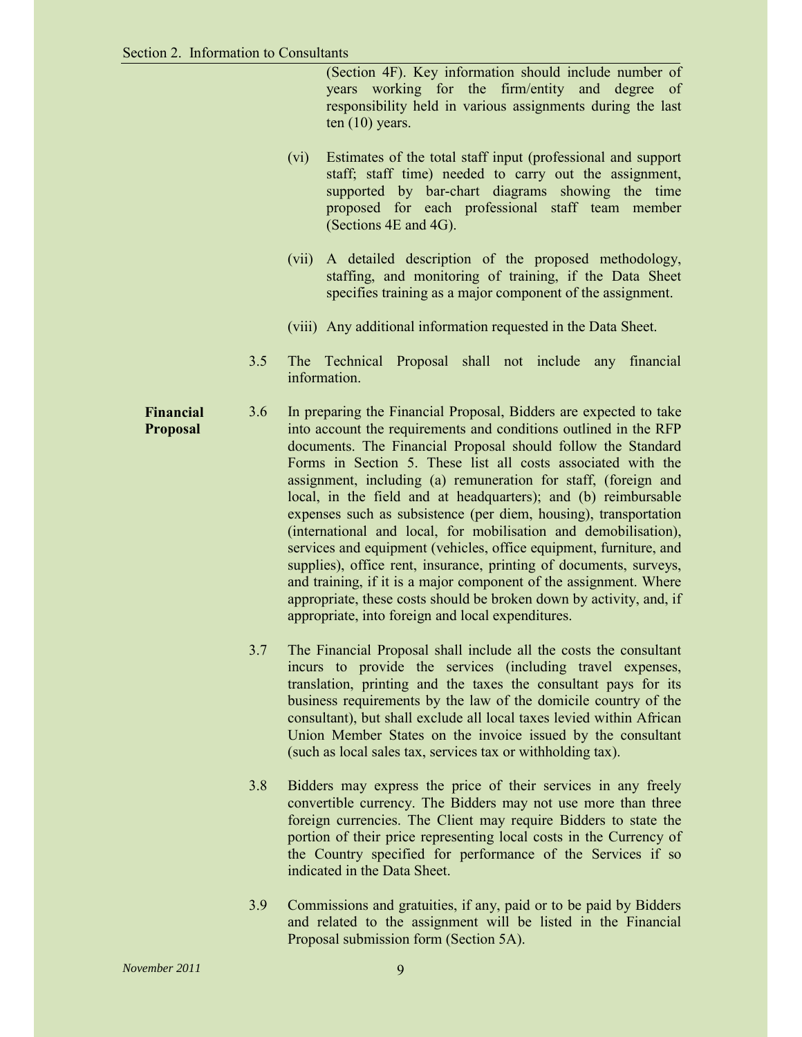(Section 4F). Key information should include number of years working for the firm/entity and degree of responsibility held in various assignments during the last ten (10) years.

(vi) Estimates of the total staff input (professional and support staff; staff time) needed to carry out the assignment, supported by bar-chart diagrams showing the time proposed for each professional staff team member (Sections 4E and 4G).

(vii) A detailed description of the proposed methodology, staffing, and monitoring of training, if the Data Sheet specifies training as a major component of the assignment.

(viii) Any additional information requested in the Data Sheet.

3.5 The Technical Proposal shall not include any financial information.

**Financial Proposal**

3.6 In preparing the Financial Proposal, Bidders are expected to take into account the requirements and conditions outlined in the RFP documents. The Financial Proposal should follow the Standard Forms in Section 5. These list all costs associated with the assignment, including (a) remuneration for staff, (foreign and local, in the field and at headquarters); and (b) reimbursable expenses such as subsistence (per diem, housing), transportation (international and local, for mobilisation and demobilisation), services and equipment (vehicles, office equipment, furniture, and supplies), office rent, insurance, printing of documents, surveys, and training, if it is a major component of the assignment. Where appropriate, these costs should be broken down by activity, and, if appropriate, into foreign and local expenditures.

3.7 The Financial Proposal shall include all the costs the consultant incurs to provide the services (including travel expenses, translation, printing and the taxes the consultant pays for its business requirements by the law of the domicile country of the consultant), but shall exclude all local taxes levied within African Union Member States on the invoice issued by the consultant (such as local sales tax, services tax or withholding tax).

3.8 Bidders may express the price of their services in any freely convertible currency. The Bidders may not use more than three foreign currencies. The Client may require Bidders to state the portion of their price representing local costs in the Currency of the Country specified for performance of the Services if so indicated in the Data Sheet.

3.9 Commissions and gratuities, if any, paid or to be paid by Bidders and related to the assignment will be listed in the Financial Proposal submission form (Section 5A).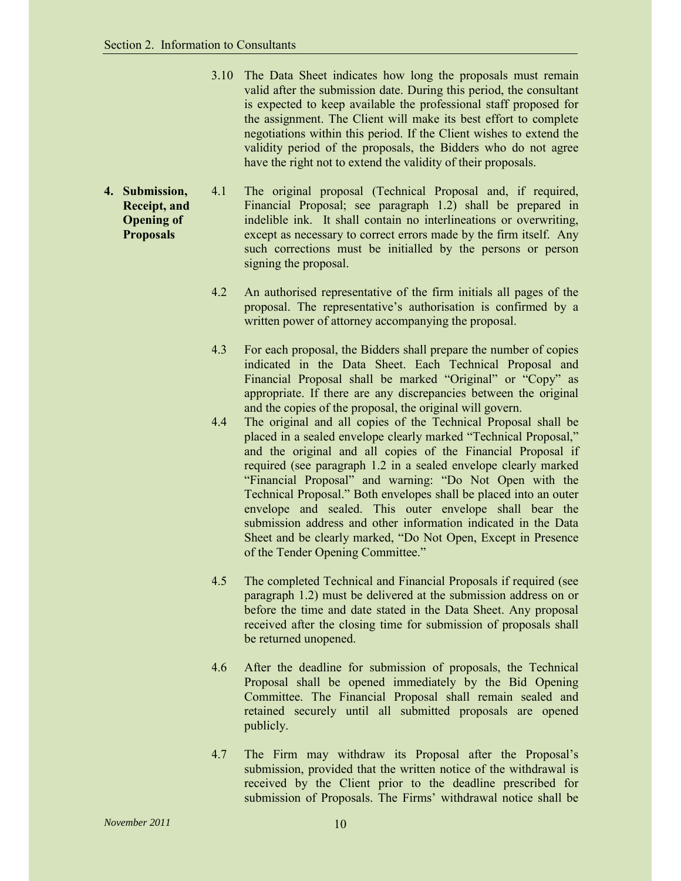3.10 The Data Sheet indicates how long the proposals must remain valid after the submission date. During this period, the consultant is expected to keep available the professional staff proposed for the assignment. The Client will make its best effort to complete negotiations within this period. If the Client wishes to extend the validity period of the proposals, the Bidders who do not agree have the right not to extend the validity of their proposals.

**4. Submission, Receipt, and Opening of Proposals**

4.1 The original proposal (Technical Proposal and, if required, Financial Proposal; see paragraph 1.2) shall be prepared in indelible ink. It shall contain no interlineations or overwriting, except as necessary to correct errors made by the firm itself. Any such corrections must be initialled by the persons or person signing the proposal.

4.2 An authorised representative of the firm initials all pages of the proposal. The representative's authorisation is confirmed by a written power of attorney accompanying the proposal.

4.3 For each proposal, the Bidders shall prepare the number of copies indicated in the Data Sheet. Each Technical Proposal and Financial Proposal shall be marked "Original" or "Copy" as appropriate. If there are any discrepancies between the original and the copies of the proposal, the original will govern.

4.4 The original and all copies of the Technical Proposal shall be placed in a sealed envelope clearly marked "Technical Proposal," and the original and all copies of the Financial Proposal if required (see paragraph 1.2 in a sealed envelope clearly marked "Financial Proposal" and warning: "Do Not Open with the Technical Proposal." Both envelopes shall be placed into an outer envelope and sealed. This outer envelope shall bear the submission address and other information indicated in the Data Sheet and be clearly marked, "Do Not Open, Except in Presence of the Tender Opening Committee."

4.5 The completed Technical and Financial Proposals if required (see paragraph 1.2) must be delivered at the submission address on or before the time and date stated in the Data Sheet. Any proposal received after the closing time for submission of proposals shall be returned unopened.

4.6 After the deadline for submission of proposals, the Technical Proposal shall be opened immediately by the Bid Opening Committee. The Financial Proposal shall remain sealed and retained securely until all submitted proposals are opened publicly.

4.7 The Firm may withdraw its Proposal after the Proposal's submission, provided that the written notice of the withdrawal is received by the Client prior to the deadline prescribed for submission of Proposals. The Firms' withdrawal notice shall be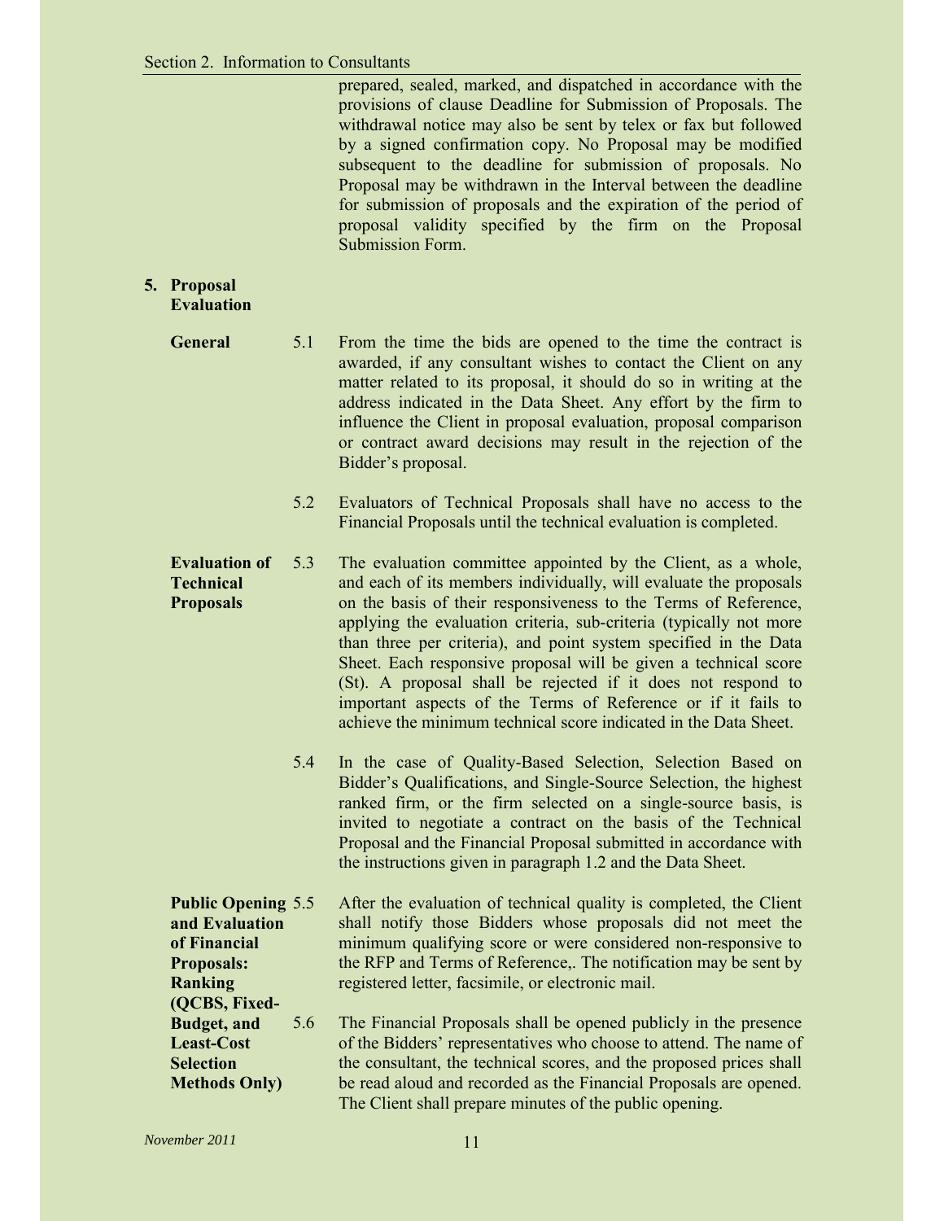prepared, sealed, marked, and dispatched in accordance with the provisions of clause Deadline for Submission of Proposals. The withdrawal notice may also be sent by telex or fax but followed by a signed confirmation copy. No Proposal may be modified subsequent to the deadline for submission of proposals. No Proposal may be withdrawn in the Interval between the deadline for submission of proposals and the expiration of the period of proposal validity specified by the firm on the Proposal Submission Form.

## 5. Proposal Evaluation

**General**

5.1 From the time the bids are opened to the time the contract is awarded, if any consultant wishes to contact the Client on any matter related to its proposal, it should do so in writing at the address indicated in the Data Sheet. Any effort by the firm to influence the Client in proposal evaluation, proposal comparison or contract award decisions may result in the rejection of the Bidder's proposal.

5.2 Evaluators of Technical Proposals shall have no access to the Financial Proposals until the technical evaluation is completed.

**Evaluation of Technical Proposals**

5.3 The evaluation committee appointed by the Client, as a whole, and each of its members individually, will evaluate the proposals on the basis of their responsiveness to the Terms of Reference, applying the evaluation criteria, sub-criteria (typically not more than three per criteria), and point system specified in the Data Sheet. Each responsive proposal will be given a technical score (St). A proposal shall be rejected if it does not respond to important aspects of the Terms of Reference or if it fails to achieve the minimum technical score indicated in the Data Sheet.

5.4 In the case of Quality-Based Selection, Selection Based on Bidder's Qualifications, and Single-Source Selection, the highest ranked firm, or the firm selected on a single-source basis, is invited to negotiate a contract on the basis of the Technical Proposal and the Financial Proposal submitted in accordance with the instructions given in paragraph 1.2 and the Data Sheet.

**Public Opening and Evaluation of Financial Proposals: Ranking (QCBS, Fixed-Budget, and Least-Cost Selection Methods Only)**

5.5 After the evaluation of technical quality is completed, the Client shall notify those Bidders whose proposals did not meet the minimum qualifying score or were considered non-responsive to the RFP and Terms of Reference,. The notification may be sent by registered letter, facsimile, or electronic mail.

5.6 The Financial Proposals shall be opened publicly in the presence of the Bidders' representatives who choose to attend. The name of the consultant, the technical scores, and the proposed prices shall be read aloud and recorded as the Financial Proposals are opened. The Client shall prepare minutes of the public opening.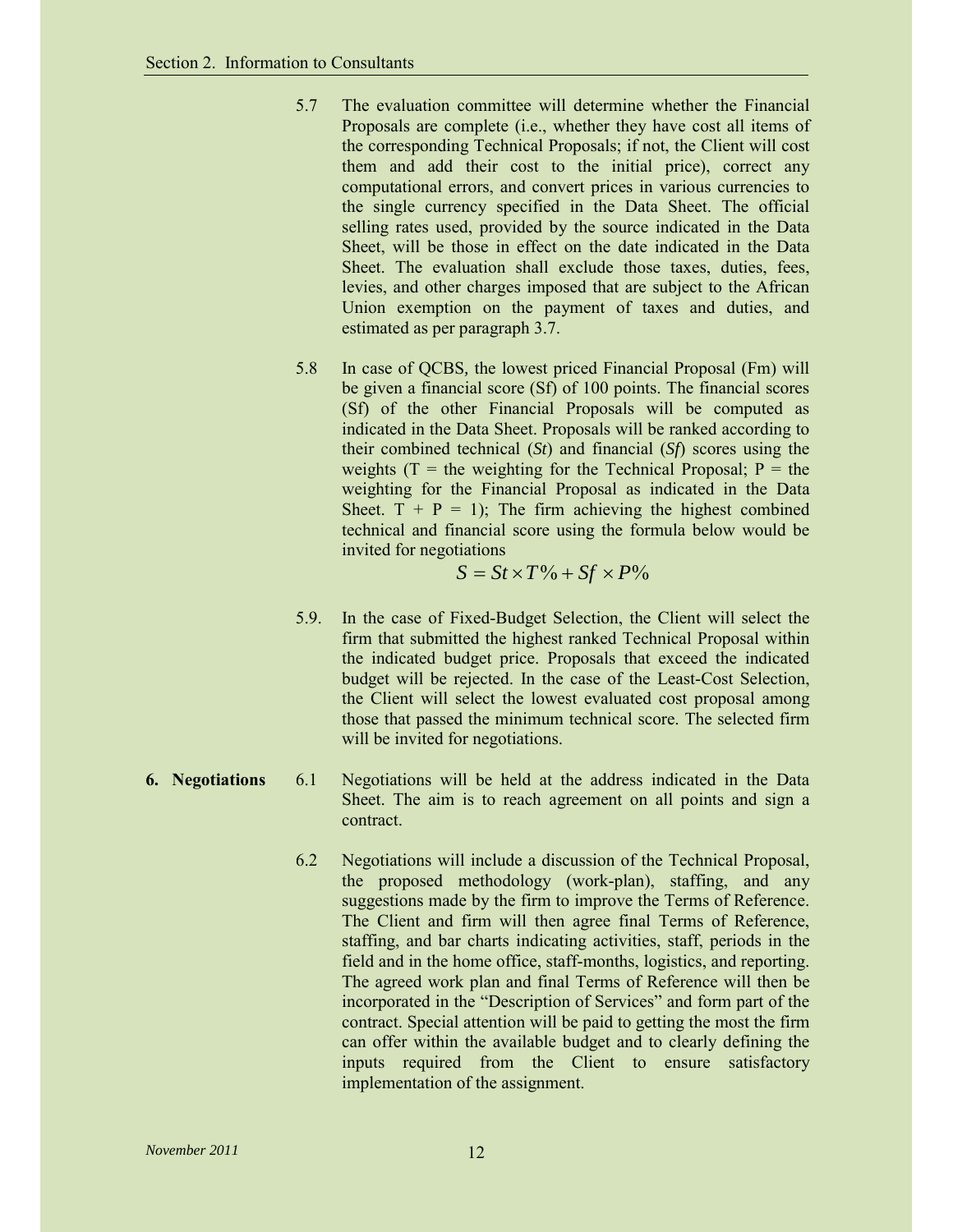5.7 The evaluation committee will determine whether the Financial Proposals are complete (i.e., whether they have cost all items of the corresponding Technical Proposals; if not, the Client will cost them and add their cost to the initial price), correct any computational errors, and convert prices in various currencies to the single currency specified in the Data Sheet. The official selling rates used, provided by the source indicated in the Data Sheet, will be those in effect on the date indicated in the Data Sheet. The evaluation shall exclude those taxes, duties, fees, levies, and other charges imposed that are subject to the African Union exemption on the payment of taxes and duties, and estimated as per paragraph 3.7.

5.8 In case of QCBS, the lowest priced Financial Proposal (Fm) will be given a financial score (Sf) of 100 points. The financial scores (Sf) of the other Financial Proposals will be computed as indicated in the Data Sheet. Proposals will be ranked according to their combined technical (*St*) and financial (*Sf*) scores using the weights (T = the weighting for the Technical Proposal; P = the weighting for the Financial Proposal as indicated in the Data Sheet. T + P = 1); The firm achieving the highest combined technical and financial score using the formula below would be invited for negotiations

$$S = St \times T\% + Sf \times P\%$$

5.9. In the case of Fixed-Budget Selection, the Client will select the firm that submitted the highest ranked Technical Proposal within the indicated budget price. Proposals that exceed the indicated budget will be rejected. In the case of the Least-Cost Selection, the Client will select the lowest evaluated cost proposal among those that passed the minimum technical score. The selected firm will be invited for negotiations.

## 6. Negotiations

6.1 Negotiations will be held at the address indicated in the Data Sheet. The aim is to reach agreement on all points and sign a contract.

6.2 Negotiations will include a discussion of the Technical Proposal, the proposed methodology (work-plan), staffing, and any suggestions made by the firm to improve the Terms of Reference. The Client and firm will then agree final Terms of Reference, staffing, and bar charts indicating activities, staff, periods in the field and in the home office, staff-months, logistics, and reporting. The agreed work plan and final Terms of Reference will then be incorporated in the "Description of Services" and form part of the contract. Special attention will be paid to getting the most the firm can offer within the available budget and to clearly defining the inputs required from the Client to ensure satisfactory implementation of the assignment.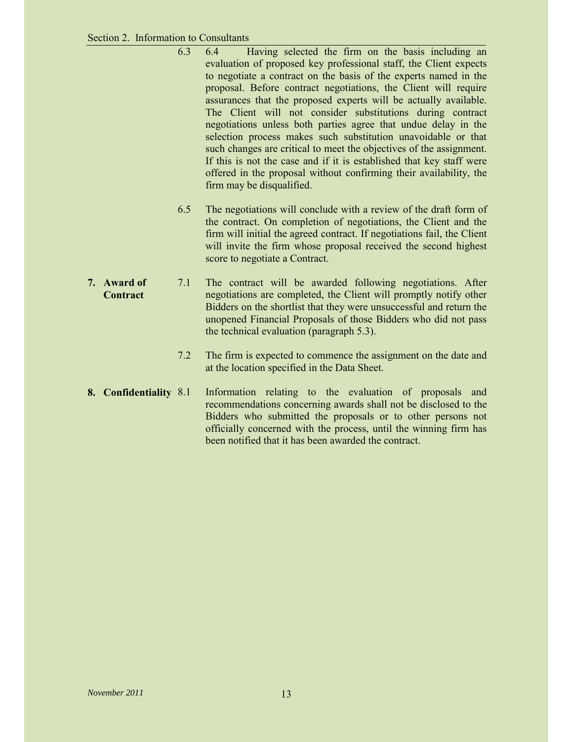6.3 6.4 Having selected the firm on the basis including an evaluation of proposed key professional staff, the Client expects to negotiate a contract on the basis of the experts named in the proposal. Before contract negotiations, the Client will require assurances that the proposed experts will be actually available. The Client will not consider substitutions during contract negotiations unless both parties agree that undue delay in the selection process makes such substitution unavoidable or that such changes are critical to meet the objectives of the assignment. If this is not the case and if it is established that key staff were offered in the proposal without confirming their availability, the firm may be disqualified.

6.5 The negotiations will conclude with a review of the draft form of the contract. On completion of negotiations, the Client and the firm will initial the agreed contract. If negotiations fail, the Client will invite the firm whose proposal received the second highest score to negotiate a Contract.

**7. Award of Contract**

7.1 The contract will be awarded following negotiations. After negotiations are completed, the Client will promptly notify other Bidders on the shortlist that they were unsuccessful and return the unopened Financial Proposals of those Bidders who did not pass the technical evaluation (paragraph 5.3).

7.2 The firm is expected to commence the assignment on the date and at the location specified in the Data Sheet.

**8. Confidentiality**

8.1 Information relating to the evaluation of proposals and recommendations concerning awards shall not be disclosed to the Bidders who submitted the proposals or to other persons not officially concerned with the process, until the winning firm has been notified that it has been awarded the contract.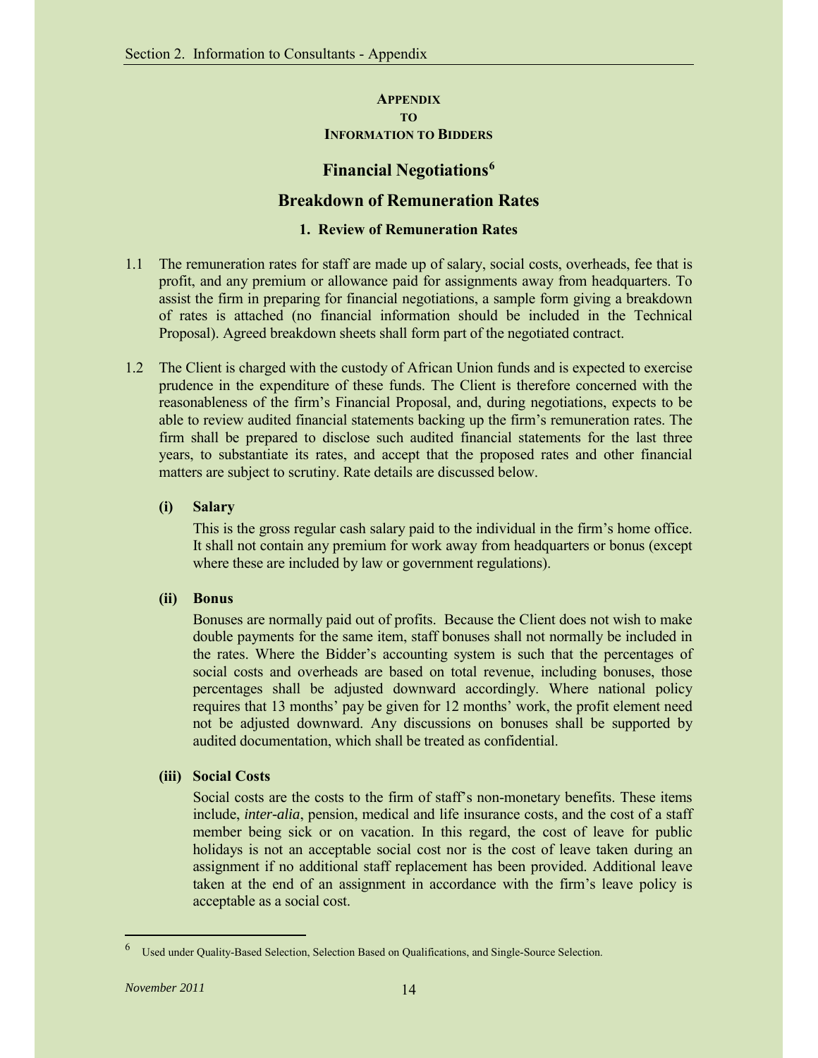**APPENDIX**
**TO**
**INFORMATION TO BIDDERS**

## Financial Negotiations[6]

## Breakdown of Remuneration Rates

### 1. Review of Remuneration Rates

1.1 The remuneration rates for staff are made up of salary, social costs, overheads, fee that is profit, and any premium or allowance paid for assignments away from headquarters. To assist the firm in preparing for financial negotiations, a sample form giving a breakdown of rates is attached (no financial information should be included in the Technical Proposal). Agreed breakdown sheets shall form part of the negotiated contract.

1.2 The Client is charged with the custody of African Union funds and is expected to exercise prudence in the expenditure of these funds. The Client is therefore concerned with the reasonableness of the firm's Financial Proposal, and, during negotiations, expects to be able to review audited financial statements backing up the firm's remuneration rates. The firm shall be prepared to disclose such audited financial statements for the last three years, to substantiate its rates, and accept that the proposed rates and other financial matters are subject to scrutiny. Rate details are discussed below.

**(i) Salary**

This is the gross regular cash salary paid to the individual in the firm's home office. It shall not contain any premium for work away from headquarters or bonus (except where these are included by law or government regulations).

**(ii) Bonus**

Bonuses are normally paid out of profits. Because the Client does not wish to make double payments for the same item, staff bonuses shall not normally be included in the rates. Where the Bidder's accounting system is such that the percentages of social costs and overheads are based on total revenue, including bonuses, those percentages shall be adjusted downward accordingly. Where national policy requires that 13 months' pay be given for 12 months' work, the profit element need not be adjusted downward. Any discussions on bonuses shall be supported by audited documentation, which shall be treated as confidential.

**(iii) Social Costs**

Social costs are the costs to the firm of staff's non-monetary benefits. These items include, *inter-alia*, pension, medical and life insurance costs, and the cost of a staff member being sick or on vacation. In this regard, the cost of leave for public holidays is not an acceptable social cost nor is the cost of leave taken during an assignment if no additional staff replacement has been provided. Additional leave taken at the end of an assignment in accordance with the firm's leave policy is acceptable as a social cost.

---

[6] Used under Quality-Based Selection, Selection Based on Qualifications, and Single-Source Selection.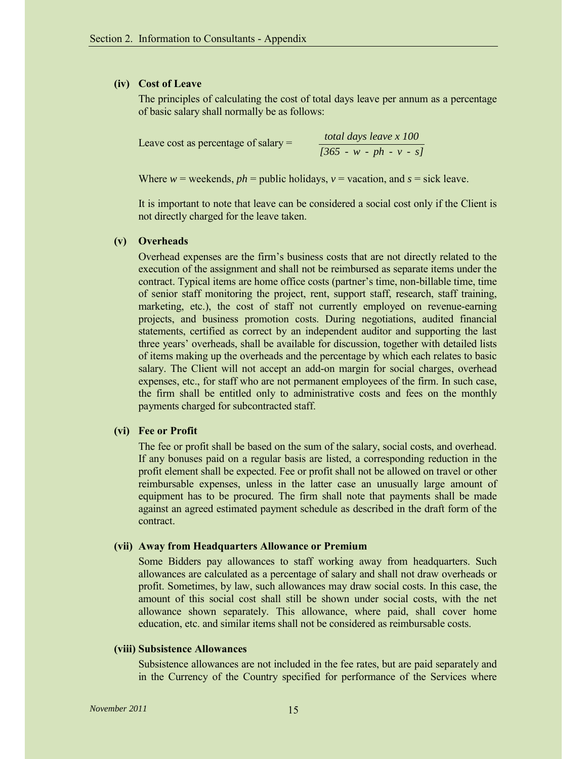**(iv) Cost of Leave**

The principles of calculating the cost of total days leave per annum as a percentage of basic salary shall normally be as follows:

$$\text{Leave cost as percentage of salary} = \frac{\textit{total days leave} \times 100}{[365 - w - ph - v - s]}$$

Where $w$ = weekends, $ph$ = public holidays, $v$ = vacation, and $s$ = sick leave.

It is important to note that leave can be considered a social cost only if the Client is not directly charged for the leave taken.

**(v) Overheads**

Overhead expenses are the firm's business costs that are not directly related to the execution of the assignment and shall not be reimbursed as separate items under the contract. Typical items are home office costs (partner's time, non-billable time, time of senior staff monitoring the project, rent, support staff, research, staff training, marketing, etc.), the cost of staff not currently employed on revenue-earning projects, and business promotion costs. During negotiations, audited financial statements, certified as correct by an independent auditor and supporting the last three years' overheads, shall be available for discussion, together with detailed lists of items making up the overheads and the percentage by which each relates to basic salary. The Client will not accept an add-on margin for social charges, overhead expenses, etc., for staff who are not permanent employees of the firm. In such case, the firm shall be entitled only to administrative costs and fees on the monthly payments charged for subcontracted staff.

**(vi) Fee or Profit**

The fee or profit shall be based on the sum of the salary, social costs, and overhead. If any bonuses paid on a regular basis are listed, a corresponding reduction in the profit element shall be expected. Fee or profit shall not be allowed on travel or other reimbursable expenses, unless in the latter case an unusually large amount of equipment has to be procured. The firm shall note that payments shall be made against an agreed estimated payment schedule as described in the draft form of the contract.

**(vii) Away from Headquarters Allowance or Premium**

Some Bidders pay allowances to staff working away from headquarters. Such allowances are calculated as a percentage of salary and shall not draw overheads or profit. Sometimes, by law, such allowances may draw social costs. In this case, the amount of this social cost shall still be shown under social costs, with the net allowance shown separately. This allowance, where paid, shall cover home education, etc. and similar items shall not be considered as reimbursable costs.

**(viii) Subsistence Allowances**

Subsistence allowances are not included in the fee rates, but are paid separately and in the Currency of the Country specified for performance of the Services where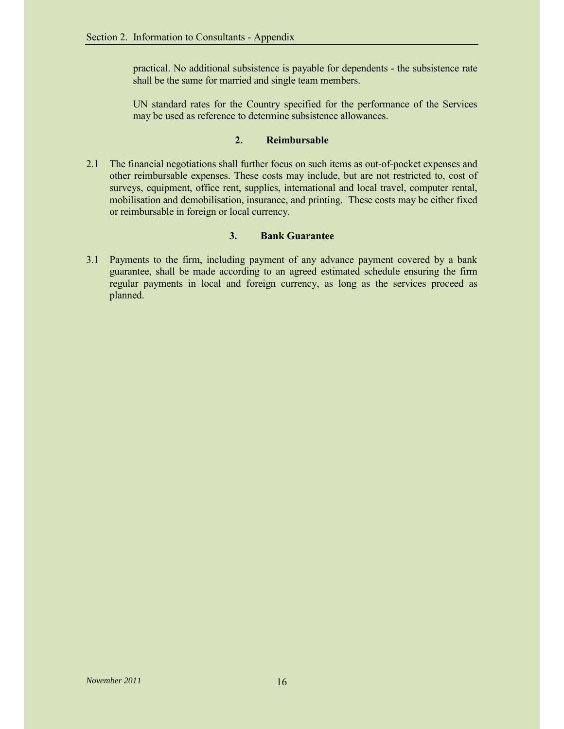practical. No additional subsistence is payable for dependents - the subsistence rate shall be the same for married and single team members.

UN standard rates for the Country specified for the performance of the Services may be used as reference to determine subsistence allowances.

## 2. Reimbursable

2.1 The financial negotiations shall further focus on such items as out-of-pocket expenses and other reimbursable expenses. These costs may include, but are not restricted to, cost of surveys, equipment, office rent, supplies, international and local travel, computer rental, mobilisation and demobilisation, insurance, and printing. These costs may be either fixed or reimbursable in foreign or local currency.

## 3. Bank Guarantee

3.1 Payments to the firm, including payment of any advance payment covered by a bank guarantee, shall be made according to an agreed estimated schedule ensuring the firm regular payments in local and foreign currency, as long as the services proceed as planned.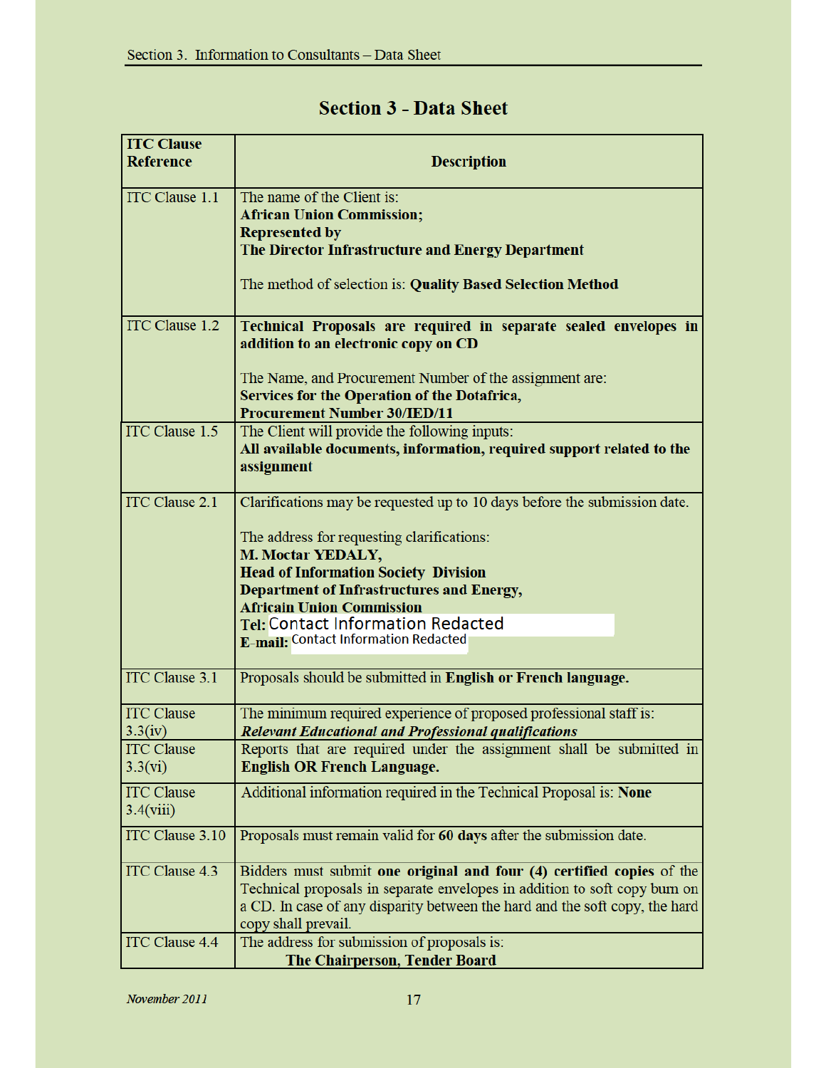## Section 3 - Data Sheet

| ITC Clause Reference | Description |
|---|---|
| ITC Clause 1.1 | The name of the Client is:<br>**African Union Commission;**<br>**Represented by**<br>**The Director Infrastructure and Energy Department**<br><br>The method of selection is: **Quality Based Selection Method** |
| ITC Clause 1.2 | **Technical Proposals are required in separate sealed envelopes in addition to an electronic copy on CD**<br><br>The Name, and Procurement Number of the assignment are:<br>**Services for the Operation of the Dotafrica,**<br>**Procurement Number 30/IED/11** |
| ITC Clause 1.5 | The Client will provide the following inputs:<br>**All available documents, information, required support related to the assignment** |
| ITC Clause 2.1 | Clarifications may be requested up to 10 days before the submission date.<br><br>The address for requesting clarifications:<br>**M. Moctar YEDALY,**<br>**Head of Information Society Division**<br>**Department of Infrastructures and Energy,**<br>**Africain Union Commission**<br>**Tel:** Contact Information Redacted<br>**E-mail:** Contact Information Redacted |
| ITC Clause 3.1 | Proposals should be submitted in **English or French language.** |
| ITC Clause 3.3(iv) | The minimum required experience of proposed professional staff is:<br>***Relevant Educational and Professional qualifications*** |
| ITC Clause 3.3(vi) | Reports that are required under the assignment shall be submitted in **English OR French Language.** |
| ITC Clause 3.4(viii) | Additional information required in the Technical Proposal is: **None** |
| ITC Clause 3.10 | Proposals must remain valid for **60 days** after the submission date. |
| ITC Clause 4.3 | Bidders must submit **one original and four (4) certified copies** of the Technical proposals in separate envelopes in addition to soft copy burn on a CD. In case of any disparity between the hard and the soft copy, the hard copy shall prevail. |
| ITC Clause 4.4 | The address for submission of proposals is:<br>**The Chairperson, Tender Board** |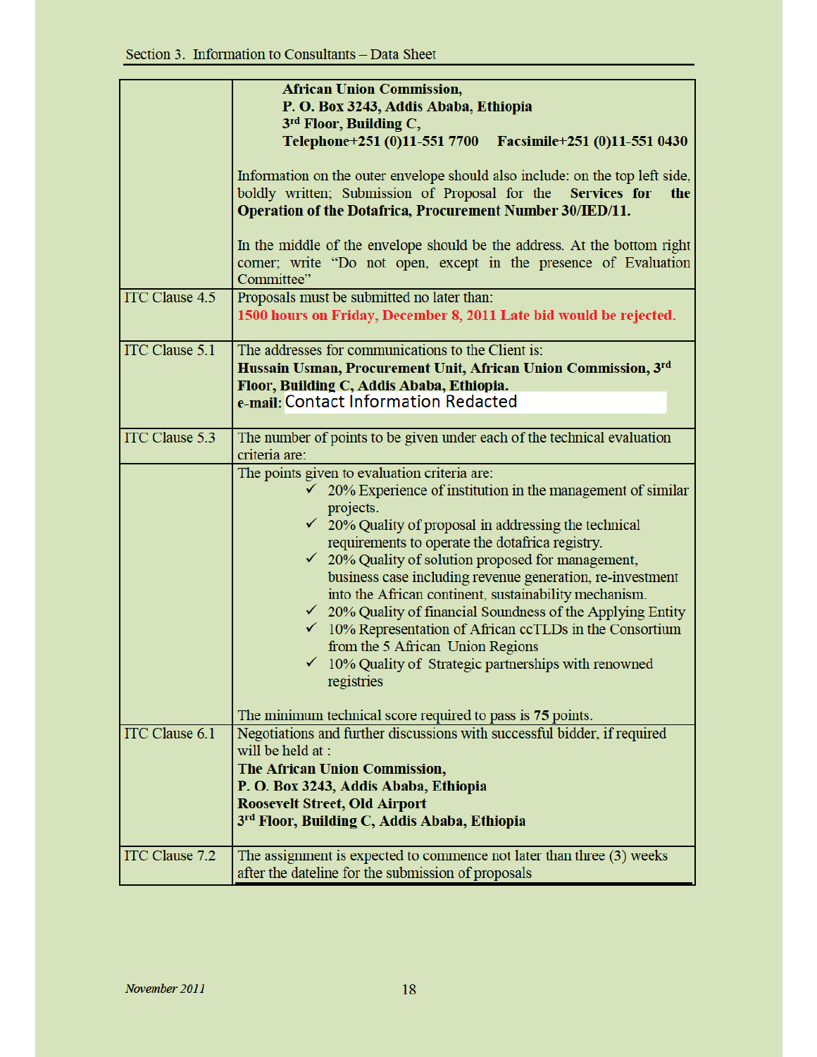| | |
|---|---|
| | **African Union Commission,**<br>**P. O. Box 3243, Addis Ababa, Ethiopia**<br>**3rd Floor, Building C,**<br>**Telephone+251 (0)11-551 7700  Facsimile+251 (0)11-551 0430**<br><br>Information on the outer envelope should also include: on the top left side, boldly written; Submission of Proposal for the **Services for the Operation of the Dotafrica, Procurement Number 30/IED/11.**<br><br>In the middle of the envelope should be the address. At the bottom right corner; write "Do not open, except in the presence of Evaluation Committee" |
| ITC Clause 4.5 | Proposals must be submitted no later than:<br>**1500 hours on Friday, December 8, 2011 Late bid would be rejected.** |
| ITC Clause 5.1 | The addresses for communications to the Client is:<br>**Hussain Usman, Procurement Unit, African Union Commission, 3rd Floor, Building C, Addis Ababa, Ethiopia.**<br>**e-mail:** Contact Information Redacted |
| ITC Clause 5.3 | The number of points to be given under each of the technical evaluation criteria are: |
| | The points given to evaluation criteria are:<br>✓ 20% Experience of institution in the management of similar projects.<br>✓ 20% Quality of proposal in addressing the technical requirements to operate the dotafrica registry.<br>✓ 20% Quality of solution proposed for management, business case including revenue generation, re-investment into the African continent, sustainability mechanism.<br>✓ 20% Quality of financial Soundness of the Applying Entity<br>✓ 10% Representation of African ccTLDs in the Consortium from the 5 African Union Regions<br>✓ 10% Quality of Strategic partnerships with renowned registries<br><br>The minimum technical score required to pass is **75** points. |
| ITC Clause 6.1 | Negotiations and further discussions with successful bidder, if required will be held at :<br>**The African Union Commission,**<br>**P. O. Box 3243, Addis Ababa, Ethiopia**<br>**Roosevelt Street, Old Airport**<br>**3rd Floor, Building C, Addis Ababa, Ethiopia** |
| ITC Clause 7.2 | The assignment is expected to commence not later than three (3) weeks after the dateline for the submission of proposals |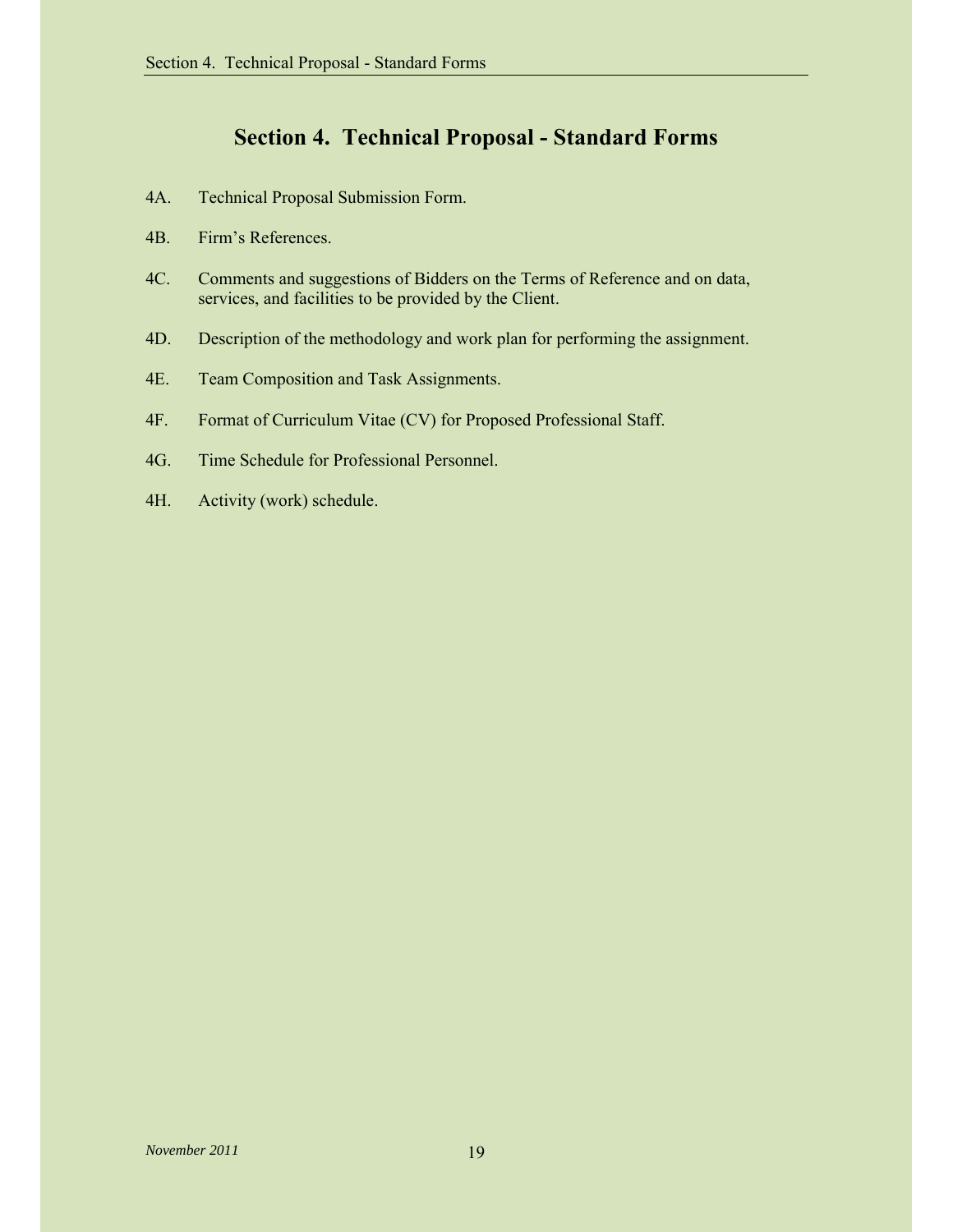# Section 4. Technical Proposal - Standard Forms

4A. Technical Proposal Submission Form.

4B. Firm's References.

4C. Comments and suggestions of Bidders on the Terms of Reference and on data, services, and facilities to be provided by the Client.

4D. Description of the methodology and work plan for performing the assignment.

4E. Team Composition and Task Assignments.

4F. Format of Curriculum Vitae (CV) for Proposed Professional Staff.

4G. Time Schedule for Professional Personnel.

4H. Activity (work) schedule.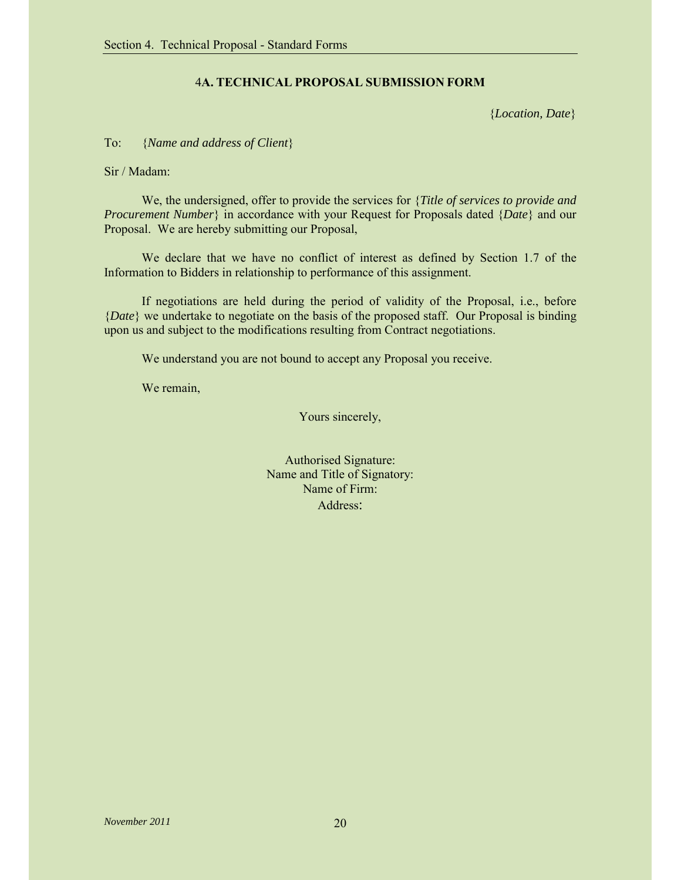## 4A. TECHNICAL PROPOSAL SUBMISSION FORM

{*Location, Date*}

To: {*Name and address of Client*}

Sir / Madam:

We, the undersigned, offer to provide the services for {*Title of services to provide and Procurement Number*} in accordance with your Request for Proposals dated {*Date*} and our Proposal. We are hereby submitting our Proposal,

We declare that we have no conflict of interest as defined by Section 1.7 of the Information to Bidders in relationship to performance of this assignment.

If negotiations are held during the period of validity of the Proposal, i.e., before {*Date*} we undertake to negotiate on the basis of the proposed staff. Our Proposal is binding upon us and subject to the modifications resulting from Contract negotiations.

We understand you are not bound to accept any Proposal you receive.

We remain,

Yours sincerely,

Authorised Signature:
Name and Title of Signatory:
Name of Firm:
Address: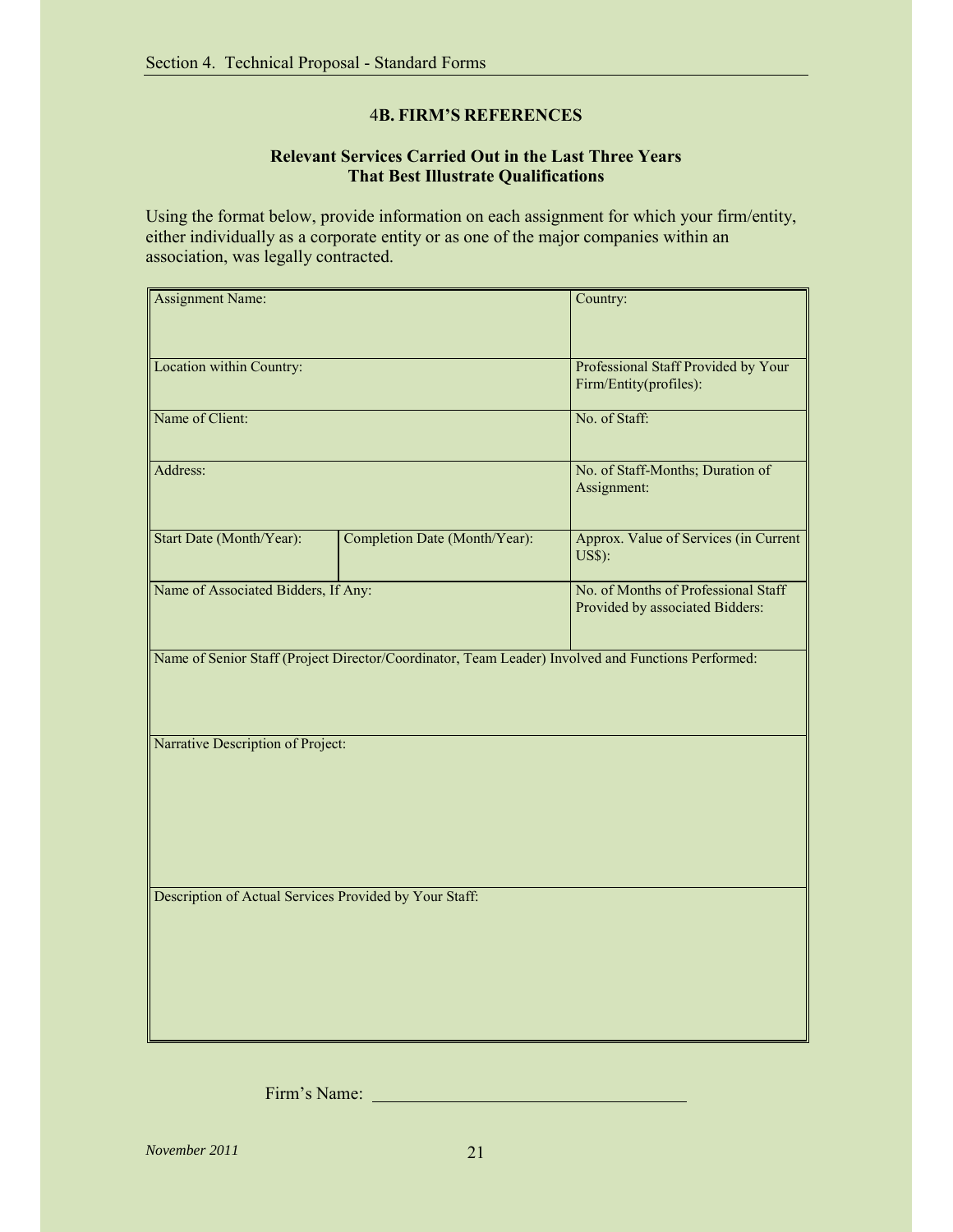## 4B. FIRM'S REFERENCES

### Relevant Services Carried Out in the Last Three Years That Best Illustrate Qualifications

Using the format below, provide information on each assignment for which your firm/entity, either individually as a corporate entity or as one of the major companies within an association, was legally contracted.

| | | |
|---|---|---|
| Assignment Name: | | Country: |
| Location within Country: | | Professional Staff Provided by Your Firm/Entity(profiles): |
| Name of Client: | | No. of Staff: |
| Address: | | No. of Staff-Months; Duration of Assignment: |
| Start Date (Month/Year): | Completion Date (Month/Year): | Approx. Value of Services (in Current US$): |
| Name of Associated Bidders, If Any: | | No. of Months of Professional Staff Provided by associated Bidders: |
| Name of Senior Staff (Project Director/Coordinator, Team Leader) Involved and Functions Performed: | | |
| Narrative Description of Project: | | |
| Description of Actual Services Provided by Your Staff: | | |

Firm's Name: \_\_\_\_\_\_\_\_\_\_\_\_\_\_\_\_\_\_\_\_\_\_\_\_\_\_\_\_\_\_\_\_\_\_\_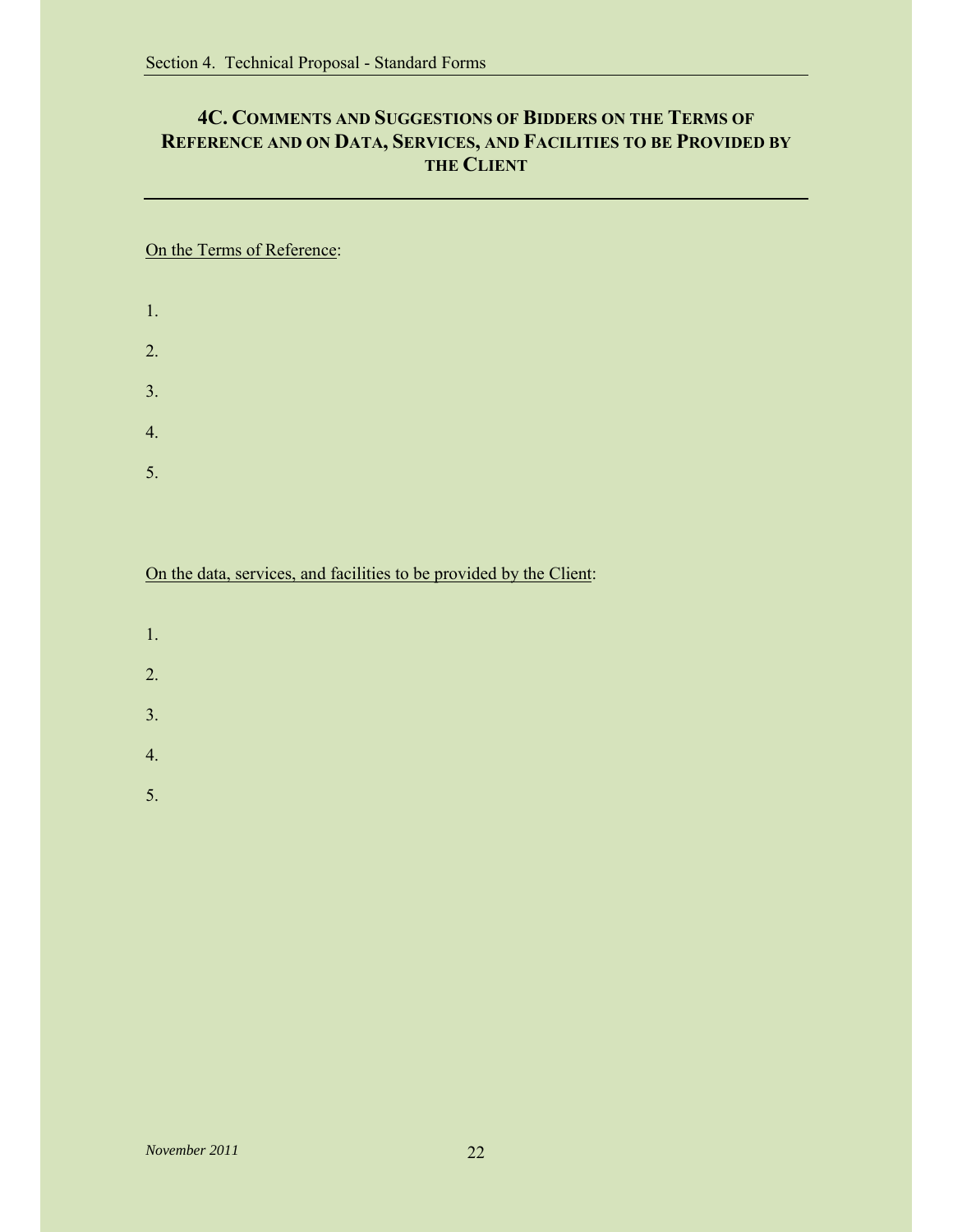## 4C. Comments and Suggestions of Bidders on the Terms of Reference and on Data, Services, and Facilities to be Provided by the Client

On the Terms of Reference:

1.

2.

3.

4.

5.

On the data, services, and facilities to be provided by the Client:

1.

2.

3.

4.

5.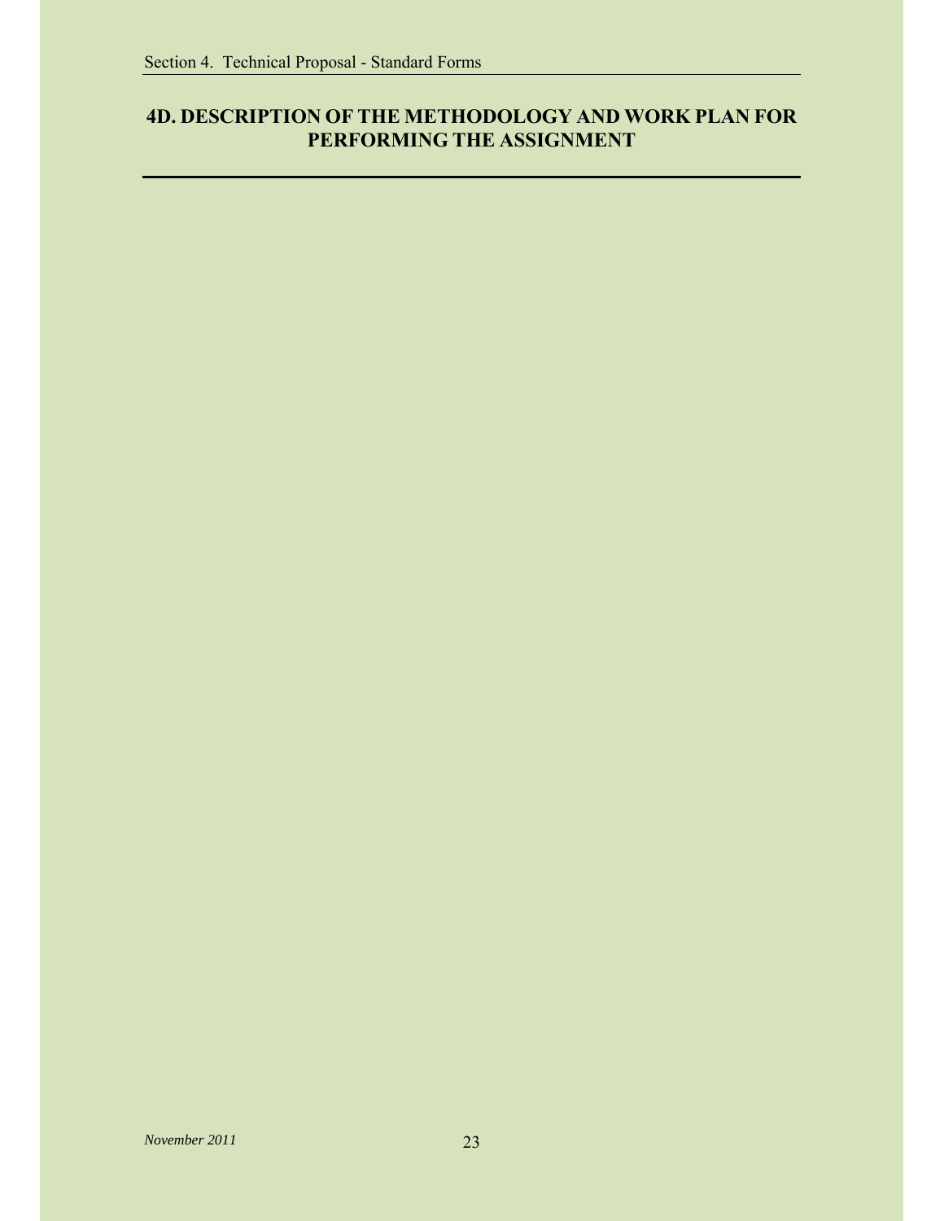# 4D. DESCRIPTION OF THE METHODOLOGY AND WORK PLAN FOR PERFORMING THE ASSIGNMENT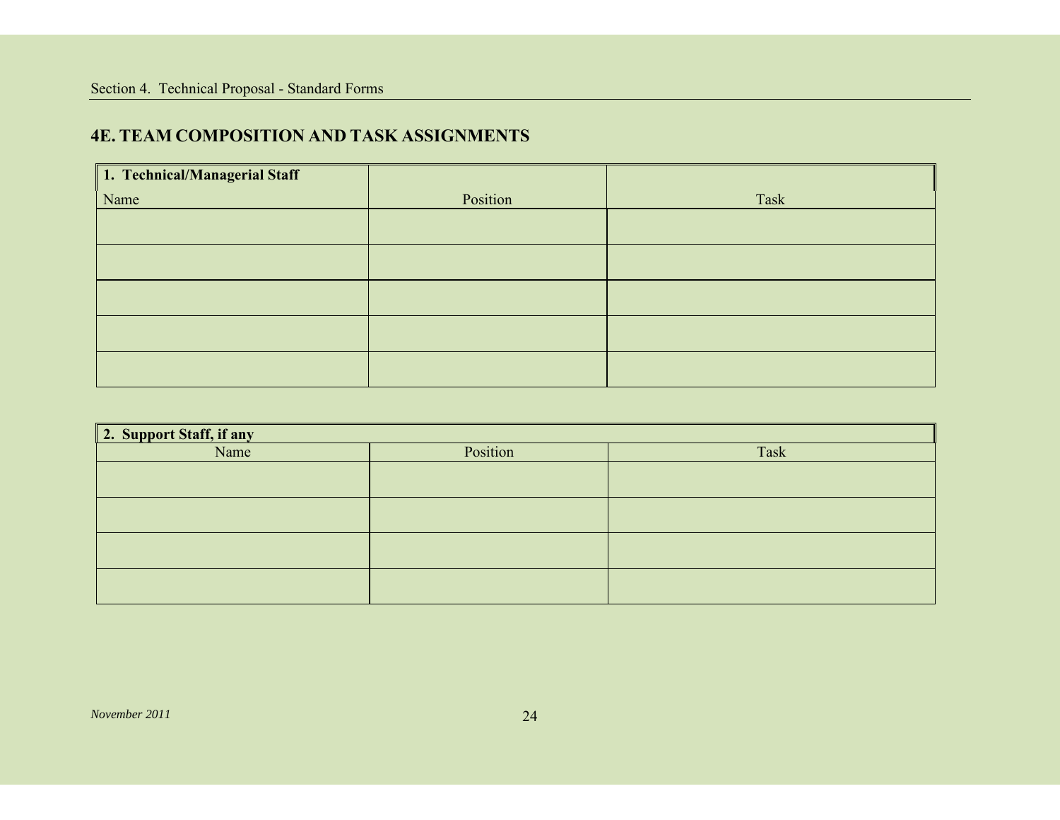## 4E. TEAM COMPOSITION AND TASK ASSIGNMENTS

| **1. Technical/Managerial Staff** Name | Position | Task |
|---|---|---|
| | | |
| | | |
| | | |
| | | |
| | | |

| **2. Support Staff, if any** | | |
|---|---|---|
| Name | Position | Task |
| | | |
| | | |
| | | |
| | | |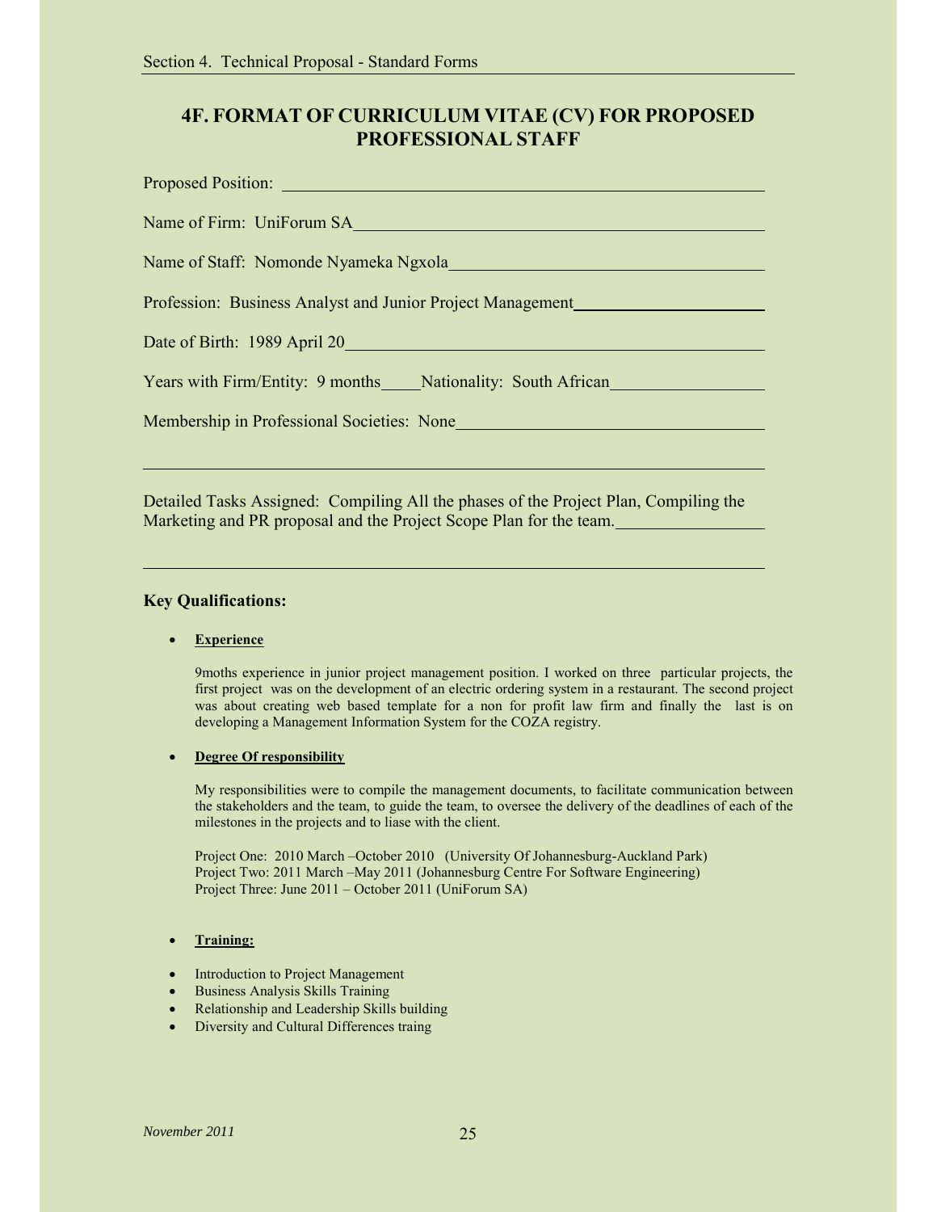## 4F. FORMAT OF CURRICULUM VITAE (CV) FOR PROPOSED PROFESSIONAL STAFF

Proposed Position:

Name of Firm: UniForum SA

Name of Staff: Nomonde Nyameka Ngxola

Profession: Business Analyst and Junior Project Management

Date of Birth: 1989 April 20

Years with Firm/Entity: 9 months Nationality: South African

Membership in Professional Societies: None

Detailed Tasks Assigned: Compiling All the phases of the Project Plan, Compiling the Marketing and PR proposal and the Project Scope Plan for the team.

### Key Qualifications:

- **Experience**

  9moths experience in junior project management position. I worked on three particular projects, the first project was on the development of an electric ordering system in a restaurant. The second project was about creating web based template for a non for profit law firm and finally the last is on developing a Management Information System for the COZA registry.

- **Degree Of responsibility**

  My responsibilities were to compile the management documents, to facilitate communication between the stakeholders and the team, to guide the team, to oversee the delivery of the deadlines of each of the milestones in the projects and to liase with the client.

  Project One: 2010 March –October 2010 (University Of Johannesburg-Auckland Park)
  Project Two: 2011 March –May 2011 (Johannesburg Centre For Software Engineering)
  Project Three: June 2011 – October 2011 (UniForum SA)

- **Training:**

- Introduction to Project Management
- Business Analysis Skills Training
- Relationship and Leadership Skills building
- Diversity and Cultural Differences traing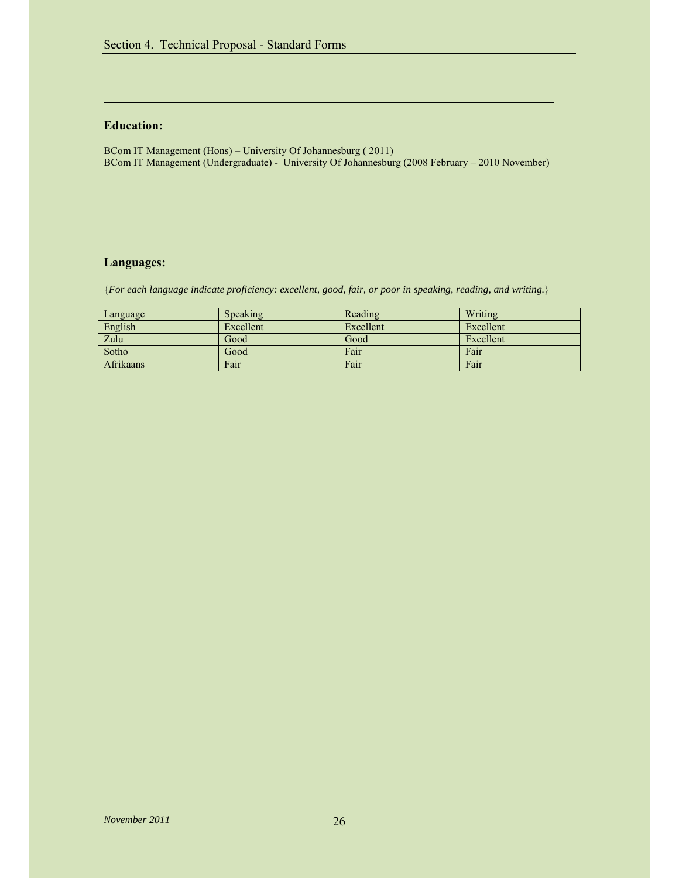**Education:**

BCom IT Management (Hons) – University Of Johannesburg ( 2011)
BCom IT Management (Undergraduate) - University Of Johannesburg (2008 February – 2010 November)

**Languages:**

{*For each language indicate proficiency: excellent, good, fair, or poor in speaking, reading, and writing.*}

| Language | Speaking | Reading | Writing |
|---|---|---|---|
| English | Excellent | Excellent | Excellent |
| Zulu | Good | Good | Excellent |
| Sotho | Good | Fair | Fair |
| Afrikaans | Fair | Fair | Fair |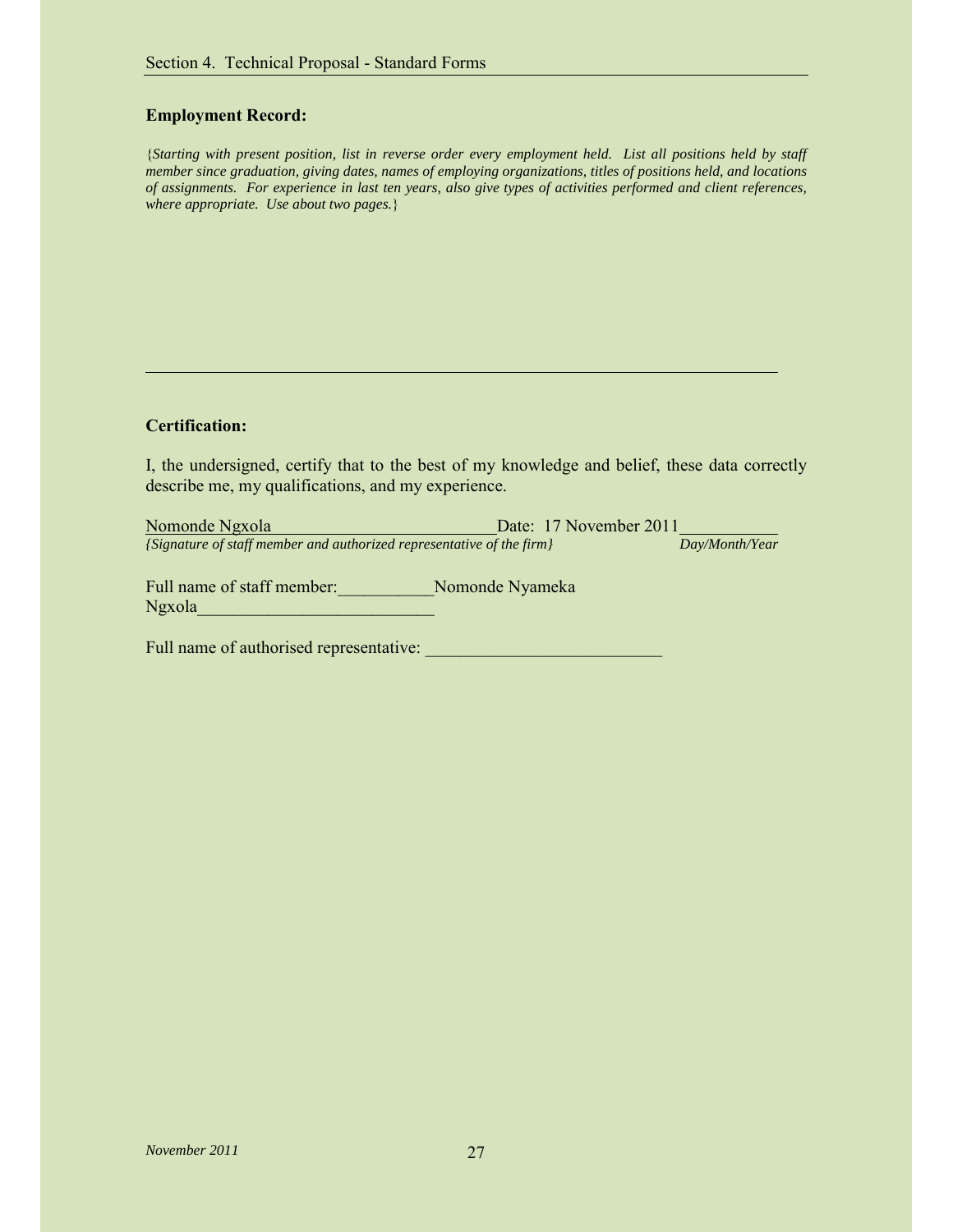**Employment Record:**

*{Starting with present position, list in reverse order every employment held. List all positions held by staff member since graduation, giving dates, names of employing organizations, titles of positions held, and locations of assignments. For experience in last ten years, also give types of activities performed and client references, where appropriate. Use about two pages.}*

---

**Certification:**

I, the undersigned, certify that to the best of my knowledge and belief, these data correctly describe me, my qualifications, and my experience.

Nomonde Ngxola Date: 17 November 2011
*{Signature of staff member and authorized representative of the firm}* *Day/Month/Year*

Full name of staff member:___________Nomonde Nyameka Ngxola___________________________

Full name of authorised representative: ___________________________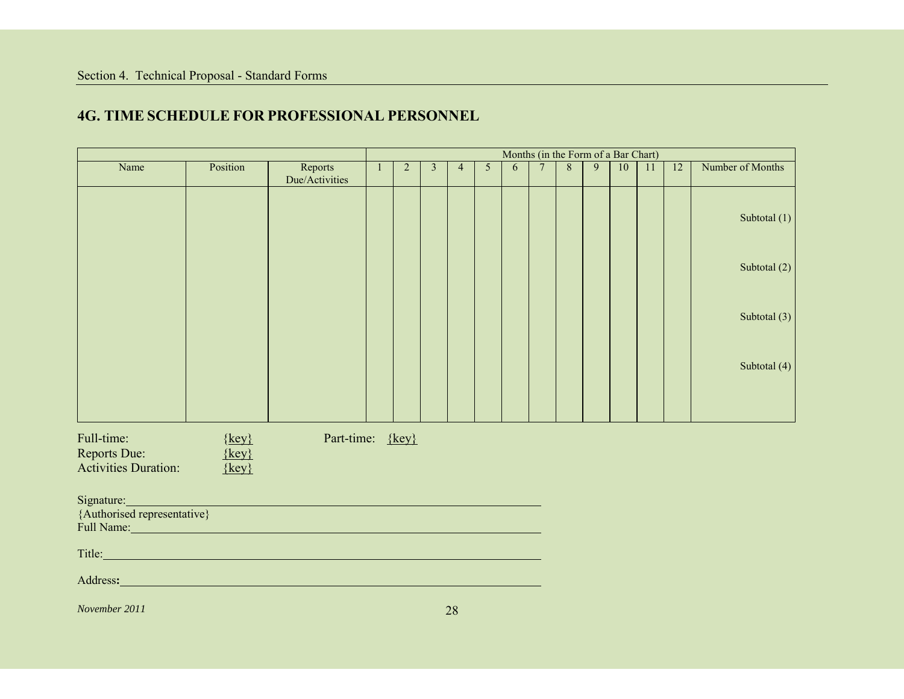## 4G. TIME SCHEDULE FOR PROFESSIONAL PERSONNEL

| | | | Months (in the Form of a Bar Chart) | | | | | | | | | | | | |
|---|---|---|---|---|---|---|---|---|---|---|---|---|---|---|---|
| Name | Position | Reports Due/Activities | 1 | 2 | 3 | 4 | 5 | 6 | 7 | 8 | 9 | 10 | 11 | 12 | Number of Months |
| | | | | | | | | | | | | | | | Subtotal (1) |
| | | | | | | | | | | | | | | | Subtotal (2) |
| | | | | | | | | | | | | | | | Subtotal (3) |
| | | | | | | | | | | | | | | | Subtotal (4) |

Full-time: {key} Part-time: {key}
Reports Due: {key}
Activities Duration: {key}

Signature:________________________________________
{Authorised representative}
Full Name:________________________________________

Title:________________________________________

Address:________________________________________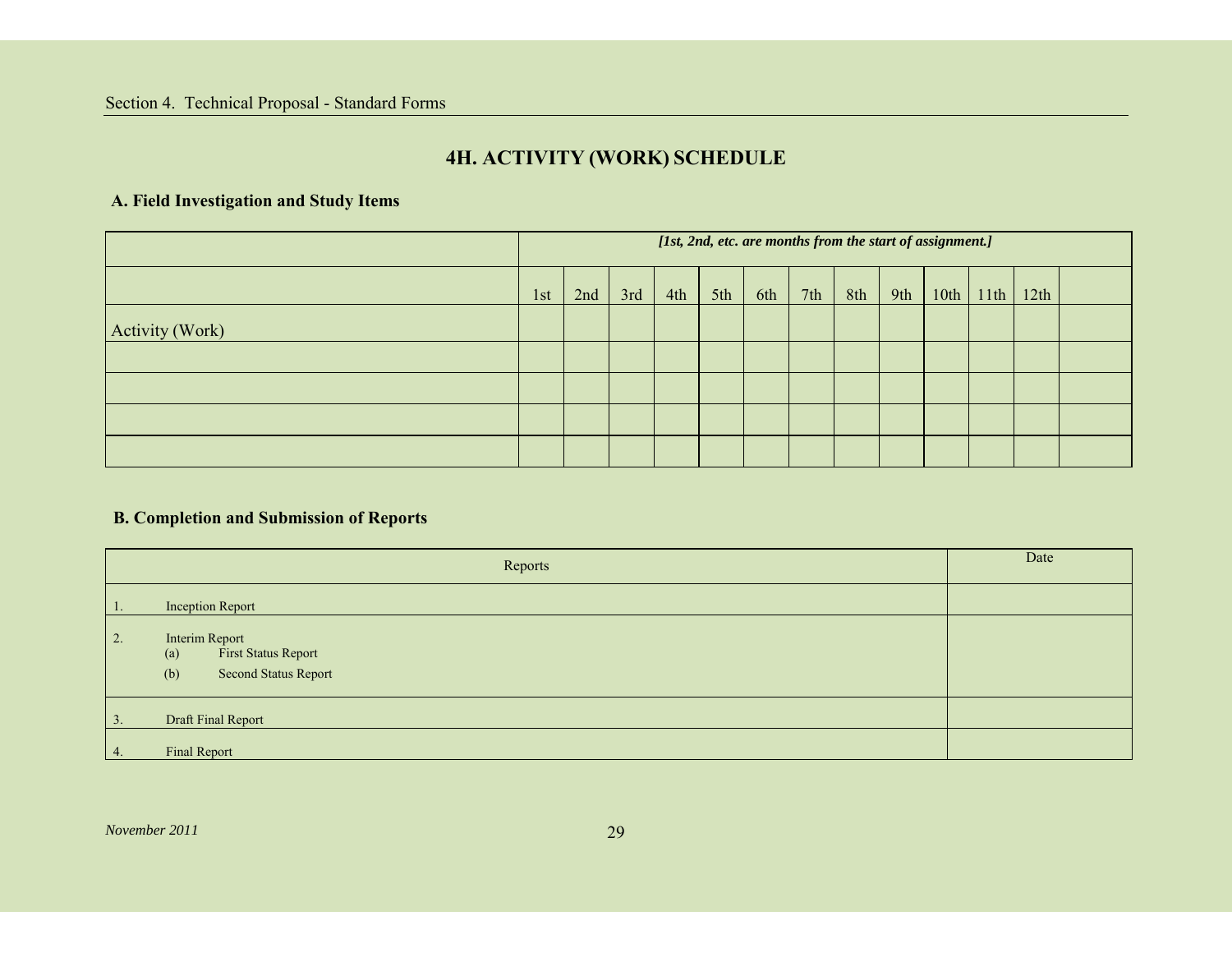# 4H. ACTIVITY (WORK) SCHEDULE

## A. Field Investigation and Study Items

| | *[1st, 2nd, etc. are months from the start of assignment.]* | | | | | | | | | | | | |
|---|---|---|---|---|---|---|---|---|---|---|---|---|---|
| | 1st | 2nd | 3rd | 4th | 5th | 6th | 7th | 8th | 9th | 10th | 11th | 12th | |
| Activity (Work) | | | | | | | | | | | | | |
| | | | | | | | | | | | | | |
| | | | | | | | | | | | | | |
| | | | | | | | | | | | | | |
| | | | | | | | | | | | | | |

## B. Completion and Submission of Reports

| Reports | Date |
|---|---|
| 1. Inception Report | |
| 2. Interim Report<br>(a) First Status Report<br>(b) Second Status Report | |
| 3. Draft Final Report | |
| 4. Final Report | |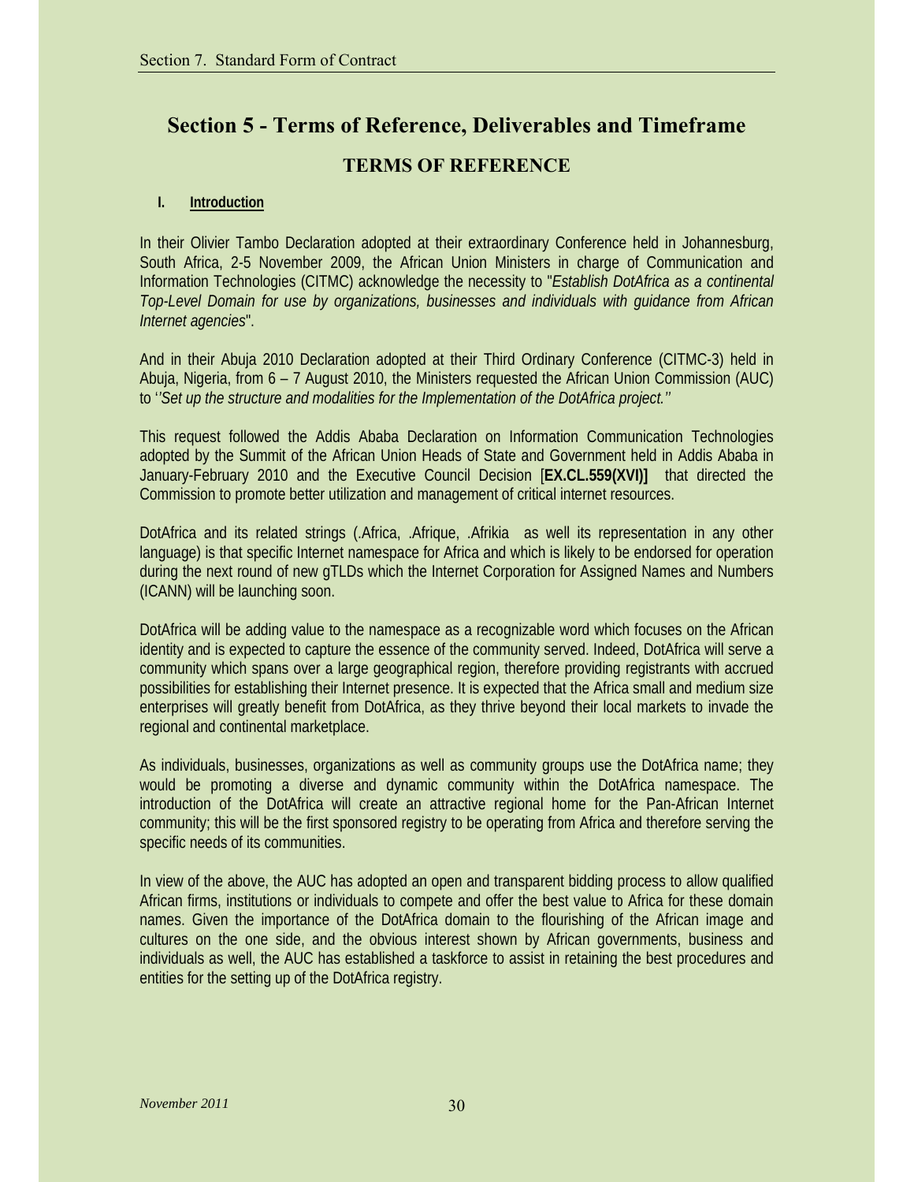# Section 5 - Terms of Reference, Deliverables and Timeframe

## TERMS OF REFERENCE

### I. Introduction

In their Olivier Tambo Declaration adopted at their extraordinary Conference held in Johannesburg, South Africa, 2-5 November 2009, the African Union Ministers in charge of Communication and Information Technologies (CITMC) acknowledge the necessity to "*Establish DotAfrica as a continental Top-Level Domain for use by organizations, businesses and individuals with guidance from African Internet agencies*".

And in their Abuja 2010 Declaration adopted at their Third Ordinary Conference (CITMC-3) held in Abuja, Nigeria, from 6 – 7 August 2010, the Ministers requested the African Union Commission (AUC) to '*'Set up the structure and modalities for the Implementation of the DotAfrica project.''*

This request followed the Addis Ababa Declaration on Information Communication Technologies adopted by the Summit of the African Union Heads of State and Government held in Addis Ababa in January-February 2010 and the Executive Council Decision [**EX.CL.559(XVI)]** that directed the Commission to promote better utilization and management of critical internet resources.

DotAfrica and its related strings (.Africa, .Afrique, .Afrikia as well its representation in any other language) is that specific Internet namespace for Africa and which is likely to be endorsed for operation during the next round of new gTLDs which the Internet Corporation for Assigned Names and Numbers (ICANN) will be launching soon.

DotAfrica will be adding value to the namespace as a recognizable word which focuses on the African identity and is expected to capture the essence of the community served. Indeed, DotAfrica will serve a community which spans over a large geographical region, therefore providing registrants with accrued possibilities for establishing their Internet presence. It is expected that the Africa small and medium size enterprises will greatly benefit from DotAfrica, as they thrive beyond their local markets to invade the regional and continental marketplace.

As individuals, businesses, organizations as well as community groups use the DotAfrica name; they would be promoting a diverse and dynamic community within the DotAfrica namespace. The introduction of the DotAfrica will create an attractive regional home for the Pan-African Internet community; this will be the first sponsored registry to be operating from Africa and therefore serving the specific needs of its communities.

In view of the above, the AUC has adopted an open and transparent bidding process to allow qualified African firms, institutions or individuals to compete and offer the best value to Africa for these domain names. Given the importance of the DotAfrica domain to the flourishing of the African image and cultures on the one side, and the obvious interest shown by African governments, business and individuals as well, the AUC has established a taskforce to assist in retaining the best procedures and entities for the setting up of the DotAfrica registry.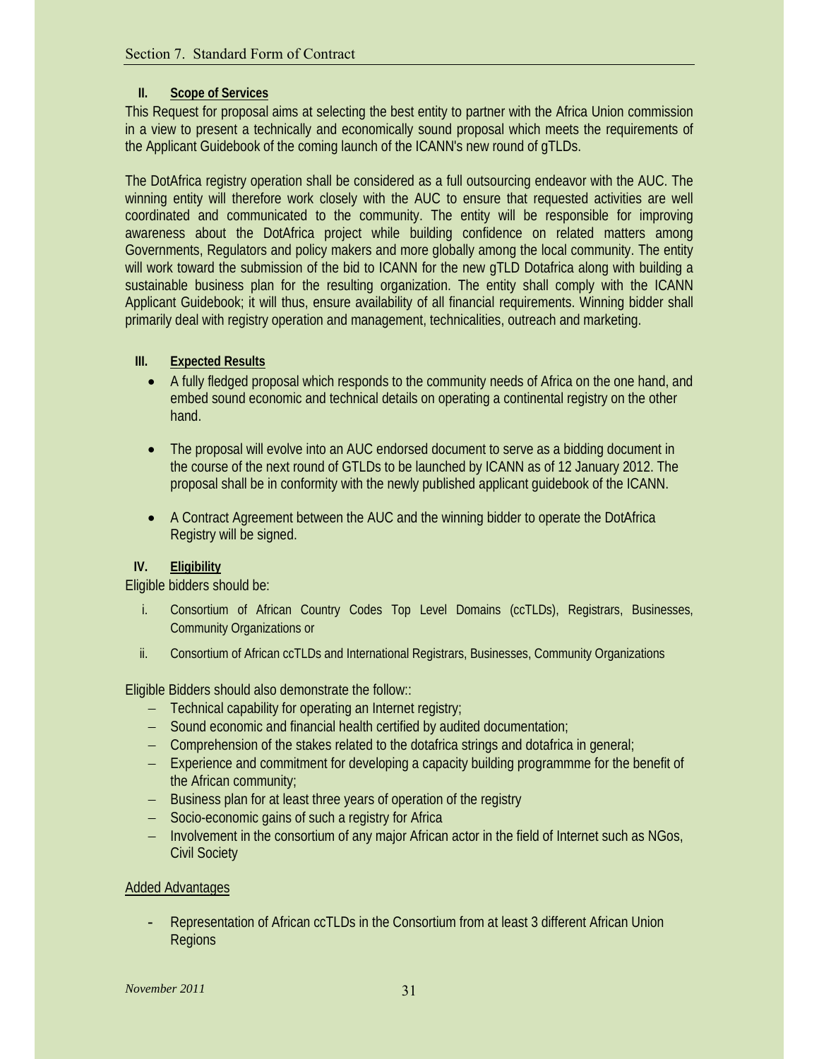## II. Scope of Services

This Request for proposal aims at selecting the best entity to partner with the Africa Union commission in a view to present a technically and economically sound proposal which meets the requirements of the Applicant Guidebook of the coming launch of the ICANN's new round of gTLDs.

The DotAfrica registry operation shall be considered as a full outsourcing endeavor with the AUC. The winning entity will therefore work closely with the AUC to ensure that requested activities are well coordinated and communicated to the community. The entity will be responsible for improving awareness about the DotAfrica project while building confidence on related matters among Governments, Regulators and policy makers and more globally among the local community. The entity will work toward the submission of the bid to ICANN for the new gTLD Dotafrica along with building a sustainable business plan for the resulting organization. The entity shall comply with the ICANN Applicant Guidebook; it will thus, ensure availability of all financial requirements. Winning bidder shall primarily deal with registry operation and management, technicalities, outreach and marketing.

## III. Expected Results

- A fully fledged proposal which responds to the community needs of Africa on the one hand, and embed sound economic and technical details on operating a continental registry on the other hand.
- The proposal will evolve into an AUC endorsed document to serve as a bidding document in the course of the next round of GTLDs to be launched by ICANN as of 12 January 2012. The proposal shall be in conformity with the newly published applicant guidebook of the ICANN.
- A Contract Agreement between the AUC and the winning bidder to operate the DotAfrica Registry will be signed.

## IV. Eligibility

Eligible bidders should be:

i. Consortium of African Country Codes Top Level Domains (ccTLDs), Registrars, Businesses, Community Organizations or

ii. Consortium of African ccTLDs and International Registrars, Businesses, Community Organizations

Eligible Bidders should also demonstrate the follow::

- Technical capability for operating an Internet registry;
- Sound economic and financial health certified by audited documentation;
- Comprehension of the stakes related to the dotafrica strings and dotafrica in general;
- Experience and commitment for developing a capacity building programmme for the benefit of the African community;
- Business plan for at least three years of operation of the registry
- Socio-economic gains of such a registry for Africa
- Involvement in the consortium of any major African actor in the field of Internet such as NGos, Civil Society

Added Advantages

- Representation of African ccTLDs in the Consortium from at least 3 different African Union Regions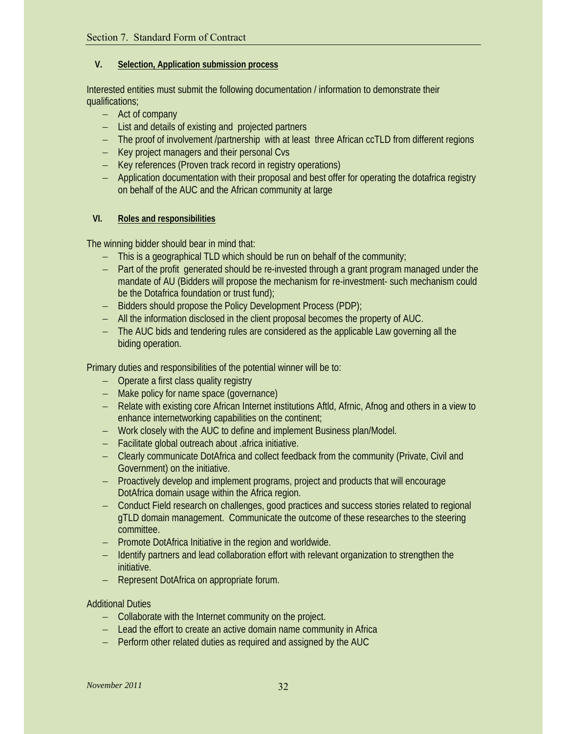## V. Selection, Application submission process

Interested entities must submit the following documentation / information to demonstrate their qualifications;

- Act of company
- List and details of existing and projected partners
- The proof of involvement /partnership with at least three African ccTLD from different regions
- Key project managers and their personal Cvs
- Key references (Proven track record in registry operations)
- Application documentation with their proposal and best offer for operating the dotafrica registry on behalf of the AUC and the African community at large

## VI. Roles and responsibilities

The winning bidder should bear in mind that:

- This is a geographical TLD which should be run on behalf of the community;
- Part of the profit generated should be re-invested through a grant program managed under the mandate of AU (Bidders will propose the mechanism for re-investment- such mechanism could be the Dotafrica foundation or trust fund);
- Bidders should propose the Policy Development Process (PDP);
- All the information disclosed in the client proposal becomes the property of AUC.
- The AUC bids and tendering rules are considered as the applicable Law governing all the biding operation.

Primary duties and responsibilities of the potential winner will be to:

- Operate a first class quality registry
- Make policy for name space (governance)
- Relate with existing core African Internet institutions Aftld, Afrnic, Afnog and others in a view to enhance internetworking capabilities on the continent;
- Work closely with the AUC to define and implement Business plan/Model.
- Facilitate global outreach about .africa initiative.
- Clearly communicate DotAfrica and collect feedback from the community (Private, Civil and Government) on the initiative.
- Proactively develop and implement programs, project and products that will encourage DotAfrica domain usage within the Africa region.
- Conduct Field research on challenges, good practices and success stories related to regional gTLD domain management. Communicate the outcome of these researches to the steering committee.
- Promote DotAfrica Initiative in the region and worldwide.
- Identify partners and lead collaboration effort with relevant organization to strengthen the initiative.
- Represent DotAfrica on appropriate forum.

Additional Duties

- Collaborate with the Internet community on the project.
- Lead the effort to create an active domain name community in Africa
- Perform other related duties as required and assigned by the AUC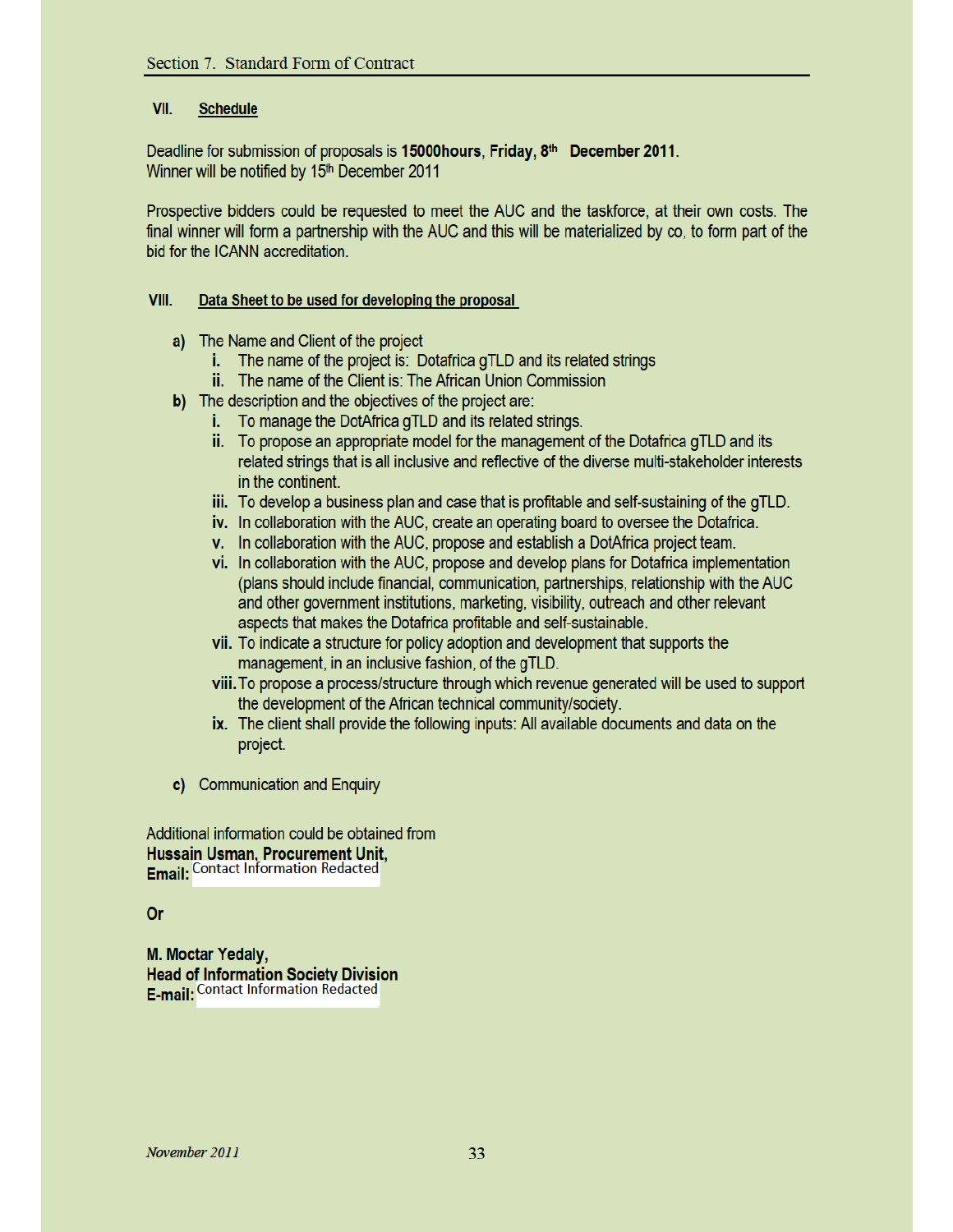## VII. Schedule

Deadline for submission of proposals is **15000hours**, **Friday, 8th December 2011**.
Winner will be notified by 15th December 2011

Prospective bidders could be requested to meet the AUC and the taskforce, at their own costs. The final winner will form a partnership with the AUC and this will be materialized by co, to form part of the bid for the ICANN accreditation.

## VIII. Data Sheet to be used for developing the proposal

a) The Name and Client of the project
   i. The name of the project is: Dotafrica gTLD and its related strings
   ii. The name of the Client is: The African Union Commission
b) The description and the objectives of the project are:
   i. To manage the DotAfrica gTLD and its related strings.
   ii. To propose an appropriate model for the management of the Dotafrica gTLD and its related strings that is all inclusive and reflective of the diverse multi-stakeholder interests in the continent.
   iii. To develop a business plan and case that is profitable and self-sustaining of the gTLD.
   iv. In collaboration with the AUC, create an operating board to oversee the Dotafrica.
   v. In collaboration with the AUC, propose and establish a DotAfrica project team.
   vi. In collaboration with the AUC, propose and develop plans for Dotafrica implementation (plans should include financial, communication, partnerships, relationship with the AUC and other government institutions, marketing, visibility, outreach and other relevant aspects that makes the Dotafrica profitable and self-sustainable.
   vii. To indicate a structure for policy adoption and development that supports the management, in an inclusive fashion, of the gTLD.
   viii. To propose a process/structure through which revenue generated will be used to support the development of the African technical community/society.
   ix. The client shall provide the following inputs: All available documents and data on the project.

c) Communication and Enquiry

Additional information could be obtained from
**Hussain Usman, Procurement Unit,**
**Email:** Contact Information Redacted

**Or**

**M. Moctar Yedaly,**
**Head of Information Society Division**
**E-mail:** Contact Information Redacted